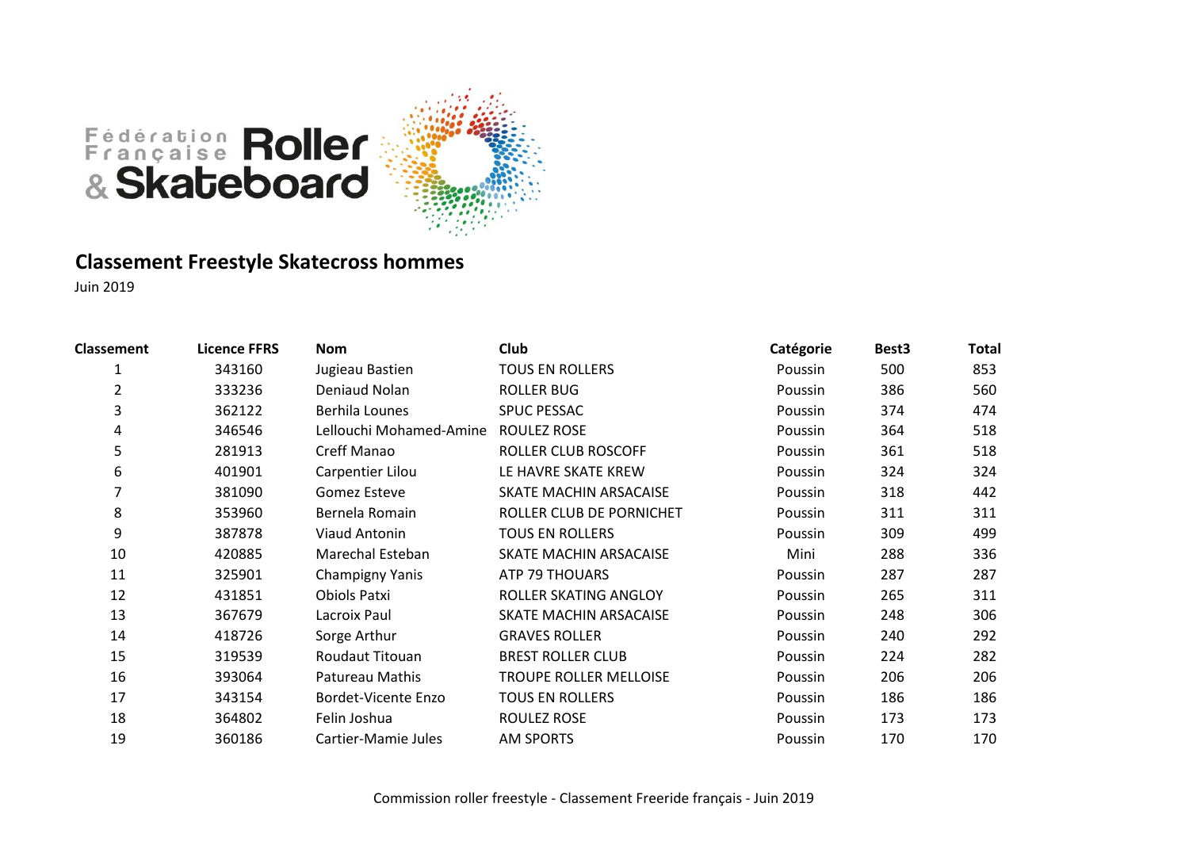Fédération Française Roller & Skateboard

## Classement Freestyle Skatecross hommes

Juin 2019

| Classement | Licence FFRS | Nom | Club | Catégorie | Best3 | Total |
|---|---|---|---|---|---|---|
| 1 | 343160 | Jugieau Bastien | TOUS EN ROLLERS | Poussin | 500 | 853 |
| 2 | 333236 | Deniaud Nolan | ROLLER BUG | Poussin | 386 | 560 |
| 3 | 362122 | Berhila Lounes | SPUC PESSAC | Poussin | 374 | 474 |
| 4 | 346546 | Lellouchi Mohamed-Amine | ROULEZ ROSE | Poussin | 364 | 518 |
| 5 | 281913 | Creff Manao | ROLLER CLUB ROSCOFF | Poussin | 361 | 518 |
| 6 | 401901 | Carpentier Lilou | LE HAVRE SKATE KREW | Poussin | 324 | 324 |
| 7 | 381090 | Gomez Esteve | SKATE MACHIN ARSACAISE | Poussin | 318 | 442 |
| 8 | 353960 | Bernela Romain | ROLLER CLUB DE PORNICHET | Poussin | 311 | 311 |
| 9 | 387878 | Viaud Antonin | TOUS EN ROLLERS | Poussin | 309 | 499 |
| 10 | 420885 | Marechal Esteban | SKATE MACHIN ARSACAISE | Mini | 288 | 336 |
| 11 | 325901 | Champigny Yanis | ATP 79 THOUARS | Poussin | 287 | 287 |
| 12 | 431851 | Obiols Patxi | ROLLER SKATING ANGLOY | Poussin | 265 | 311 |
| 13 | 367679 | Lacroix Paul | SKATE MACHIN ARSACAISE | Poussin | 248 | 306 |
| 14 | 418726 | Sorge Arthur | GRAVES ROLLER | Poussin | 240 | 292 |
| 15 | 319539 | Roudaut Titouan | BREST ROLLER CLUB | Poussin | 224 | 282 |
| 16 | 393064 | Patureau Mathis | TROUPE ROLLER MELLOISE | Poussin | 206 | 206 |
| 17 | 343154 | Bordet-Vicente Enzo | TOUS EN ROLLERS | Poussin | 186 | 186 |
| 18 | 364802 | Felin Joshua | ROULEZ ROSE | Poussin | 173 | 173 |
| 19 | 360186 | Cartier-Mamie Jules | AM SPORTS | Poussin | 170 | 170 |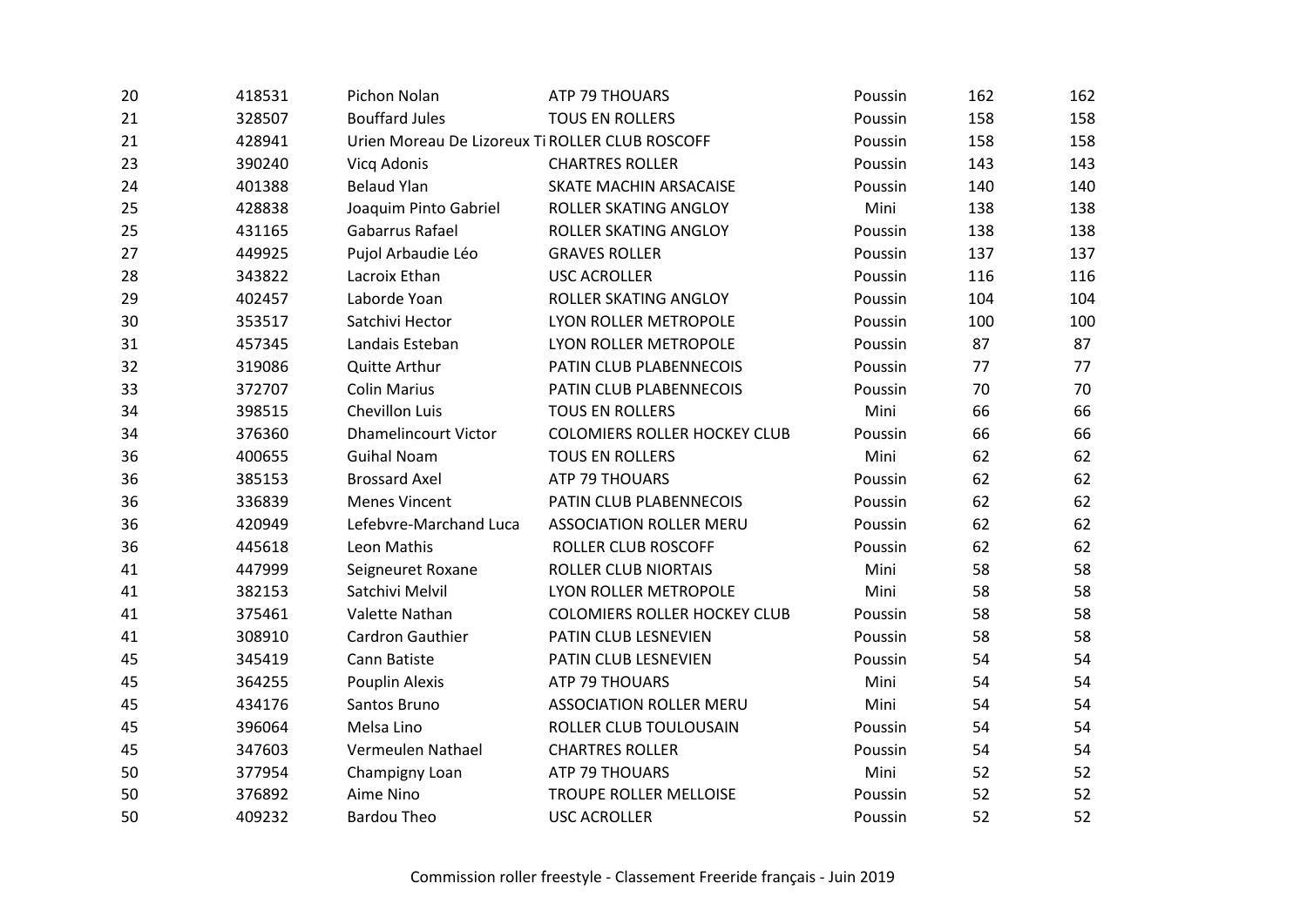| | | | | | | |
|---|---|---|---|---|---|---|
| 20 | 418531 | Pichon Nolan | ATP 79 THOUARS | Poussin | 162 | 162 |
| 21 | 328507 | Bouffard Jules | TOUS EN ROLLERS | Poussin | 158 | 158 |
| 21 | 428941 | Urien Moreau De Lizoreux Ti | ROLLER CLUB ROSCOFF | Poussin | 158 | 158 |
| 23 | 390240 | Vicq Adonis | CHARTRES ROLLER | Poussin | 143 | 143 |
| 24 | 401388 | Belaud Ylan | SKATE MACHIN ARSACAISE | Poussin | 140 | 140 |
| 25 | 428838 | Joaquim Pinto Gabriel | ROLLER SKATING ANGLOY | Mini | 138 | 138 |
| 25 | 431165 | Gabarrus Rafael | ROLLER SKATING ANGLOY | Poussin | 138 | 138 |
| 27 | 449925 | Pujol Arbaudie Léo | GRAVES ROLLER | Poussin | 137 | 137 |
| 28 | 343822 | Lacroix Ethan | USC ACROLLER | Poussin | 116 | 116 |
| 29 | 402457 | Laborde Yoan | ROLLER SKATING ANGLOY | Poussin | 104 | 104 |
| 30 | 353517 | Satchivi Hector | LYON ROLLER METROPOLE | Poussin | 100 | 100 |
| 31 | 457345 | Landais Esteban | LYON ROLLER METROPOLE | Poussin | 87 | 87 |
| 32 | 319086 | Quitte Arthur | PATIN CLUB PLABENNECOIS | Poussin | 77 | 77 |
| 33 | 372707 | Colin Marius | PATIN CLUB PLABENNECOIS | Poussin | 70 | 70 |
| 34 | 398515 | Chevillon Luis | TOUS EN ROLLERS | Mini | 66 | 66 |
| 34 | 376360 | Dhamelincourt Victor | COLOMIERS ROLLER HOCKEY CLUB | Poussin | 66 | 66 |
| 36 | 400655 | Guihal Noam | TOUS EN ROLLERS | Mini | 62 | 62 |
| 36 | 385153 | Brossard Axel | ATP 79 THOUARS | Poussin | 62 | 62 |
| 36 | 336839 | Menes Vincent | PATIN CLUB PLABENNECOIS | Poussin | 62 | 62 |
| 36 | 420949 | Lefebvre-Marchand Luca | ASSOCIATION ROLLER MERU | Poussin | 62 | 62 |
| 36 | 445618 | Leon Mathis | ROLLER CLUB ROSCOFF | Poussin | 62 | 62 |
| 41 | 447999 | Seigneuret Roxane | ROLLER CLUB NIORTAIS | Mini | 58 | 58 |
| 41 | 382153 | Satchivi Melvil | LYON ROLLER METROPOLE | Mini | 58 | 58 |
| 41 | 375461 | Valette Nathan | COLOMIERS ROLLER HOCKEY CLUB | Poussin | 58 | 58 |
| 41 | 308910 | Cardron Gauthier | PATIN CLUB LESNEVIEN | Poussin | 58 | 58 |
| 45 | 345419 | Cann Batiste | PATIN CLUB LESNEVIEN | Poussin | 54 | 54 |
| 45 | 364255 | Pouplin Alexis | ATP 79 THOUARS | Mini | 54 | 54 |
| 45 | 434176 | Santos Bruno | ASSOCIATION ROLLER MERU | Mini | 54 | 54 |
| 45 | 396064 | Melsa Lino | ROLLER CLUB TOULOUSAIN | Poussin | 54 | 54 |
| 45 | 347603 | Vermeulen Nathael | CHARTRES ROLLER | Poussin | 54 | 54 |
| 50 | 377954 | Champigny Loan | ATP 79 THOUARS | Mini | 52 | 52 |
| 50 | 376892 | Aime Nino | TROUPE ROLLER MELLOISE | Poussin | 52 | 52 |
| 50 | 409232 | Bardou Theo | USC ACROLLER | Poussin | 52 | 52 |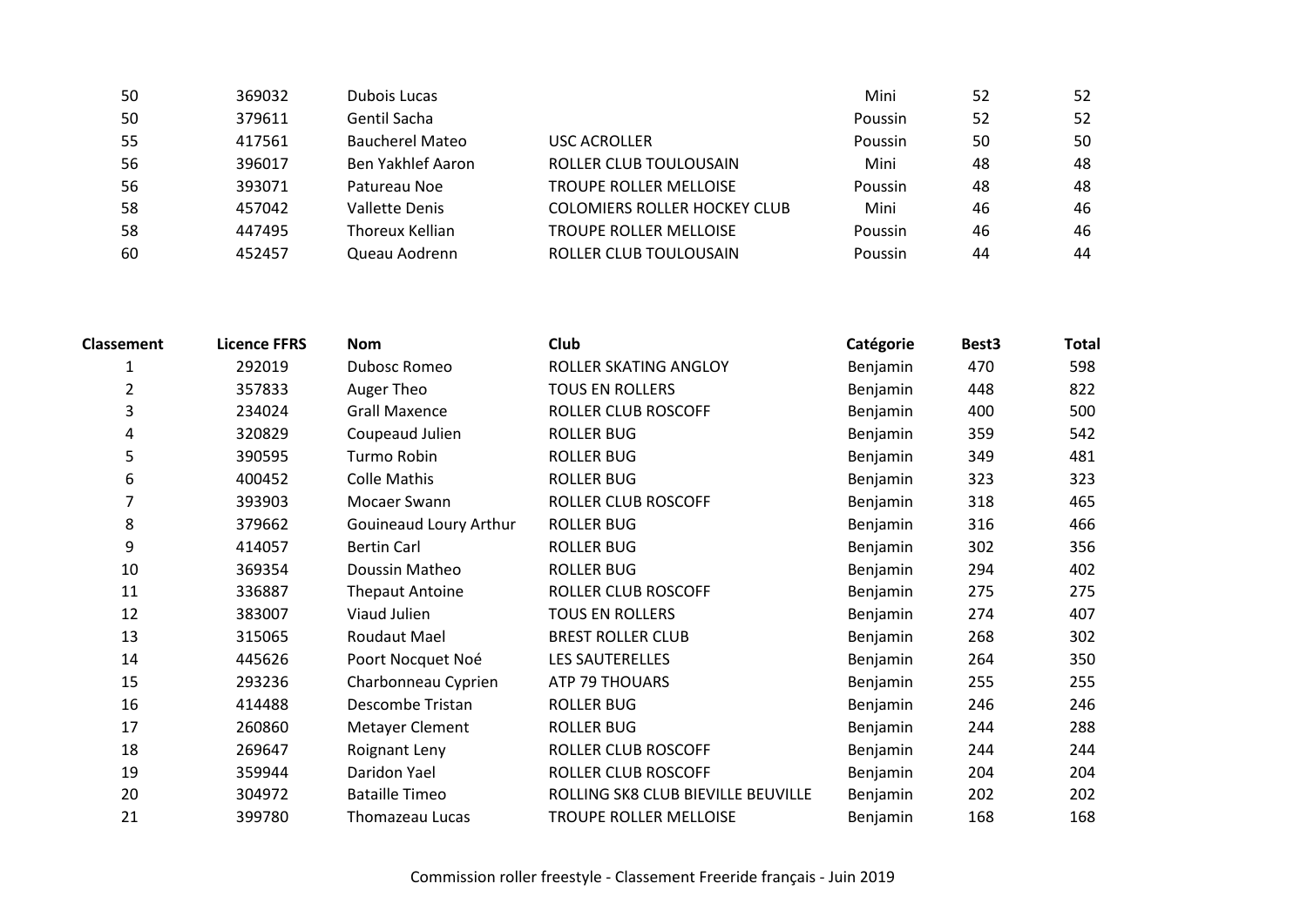| | | | | | | |
|---|---|---|---|---|---|---|
| 50 | 369032 | Dubois Lucas | | Mini | 52 | 52 |
| 50 | 379611 | Gentil Sacha | | Poussin | 52 | 52 |
| 55 | 417561 | Baucherel Mateo | USC ACROLLER | Poussin | 50 | 50 |
| 56 | 396017 | Ben Yakhlef Aaron | ROLLER CLUB TOULOUSAIN | Mini | 48 | 48 |
| 56 | 393071 | Patureau Noe | TROUPE ROLLER MELLOISE | Poussin | 48 | 48 |
| 58 | 457042 | Vallette Denis | COLOMIERS ROLLER HOCKEY CLUB | Mini | 46 | 46 |
| 58 | 447495 | Thoreux Kellian | TROUPE ROLLER MELLOISE | Poussin | 46 | 46 |
| 60 | 452457 | Queau Aodrenn | ROLLER CLUB TOULOUSAIN | Poussin | 44 | 44 |

| Classement | Licence FFRS | Nom | Club | Catégorie | Best3 | Total |
|---|---|---|---|---|---|---|
| 1 | 292019 | Dubosc Romeo | ROLLER SKATING ANGLOY | Benjamin | 470 | 598 |
| 2 | 357833 | Auger Theo | TOUS EN ROLLERS | Benjamin | 448 | 822 |
| 3 | 234024 | Grall Maxence | ROLLER CLUB ROSCOFF | Benjamin | 400 | 500 |
| 4 | 320829 | Coupeaud Julien | ROLLER BUG | Benjamin | 359 | 542 |
| 5 | 390595 | Turmo Robin | ROLLER BUG | Benjamin | 349 | 481 |
| 6 | 400452 | Colle Mathis | ROLLER BUG | Benjamin | 323 | 323 |
| 7 | 393903 | Mocaer Swann | ROLLER CLUB ROSCOFF | Benjamin | 318 | 465 |
| 8 | 379662 | Gouineaud Loury Arthur | ROLLER BUG | Benjamin | 316 | 466 |
| 9 | 414057 | Bertin Carl | ROLLER BUG | Benjamin | 302 | 356 |
| 10 | 369354 | Doussin Matheo | ROLLER BUG | Benjamin | 294 | 402 |
| 11 | 336887 | Thepaut Antoine | ROLLER CLUB ROSCOFF | Benjamin | 275 | 275 |
| 12 | 383007 | Viaud Julien | TOUS EN ROLLERS | Benjamin | 274 | 407 |
| 13 | 315065 | Roudaut Mael | BREST ROLLER CLUB | Benjamin | 268 | 302 |
| 14 | 445626 | Poort Nocquet Noé | LES SAUTERELLES | Benjamin | 264 | 350 |
| 15 | 293236 | Charbonneau Cyprien | ATP 79 THOUARS | Benjamin | 255 | 255 |
| 16 | 414488 | Descombe Tristan | ROLLER BUG | Benjamin | 246 | 246 |
| 17 | 260860 | Metayer Clement | ROLLER BUG | Benjamin | 244 | 288 |
| 18 | 269647 | Roignant Leny | ROLLER CLUB ROSCOFF | Benjamin | 244 | 244 |
| 19 | 359944 | Daridon Yael | ROLLER CLUB ROSCOFF | Benjamin | 204 | 204 |
| 20 | 304972 | Bataille Timeo | ROLLING SK8 CLUB BIEVILLE BEUVILLE | Benjamin | 202 | 202 |
| 21 | 399780 | Thomazeau Lucas | TROUPE ROLLER MELLOISE | Benjamin | 168 | 168 |

Commission roller freestyle - Classement Freeride français - Juin 2019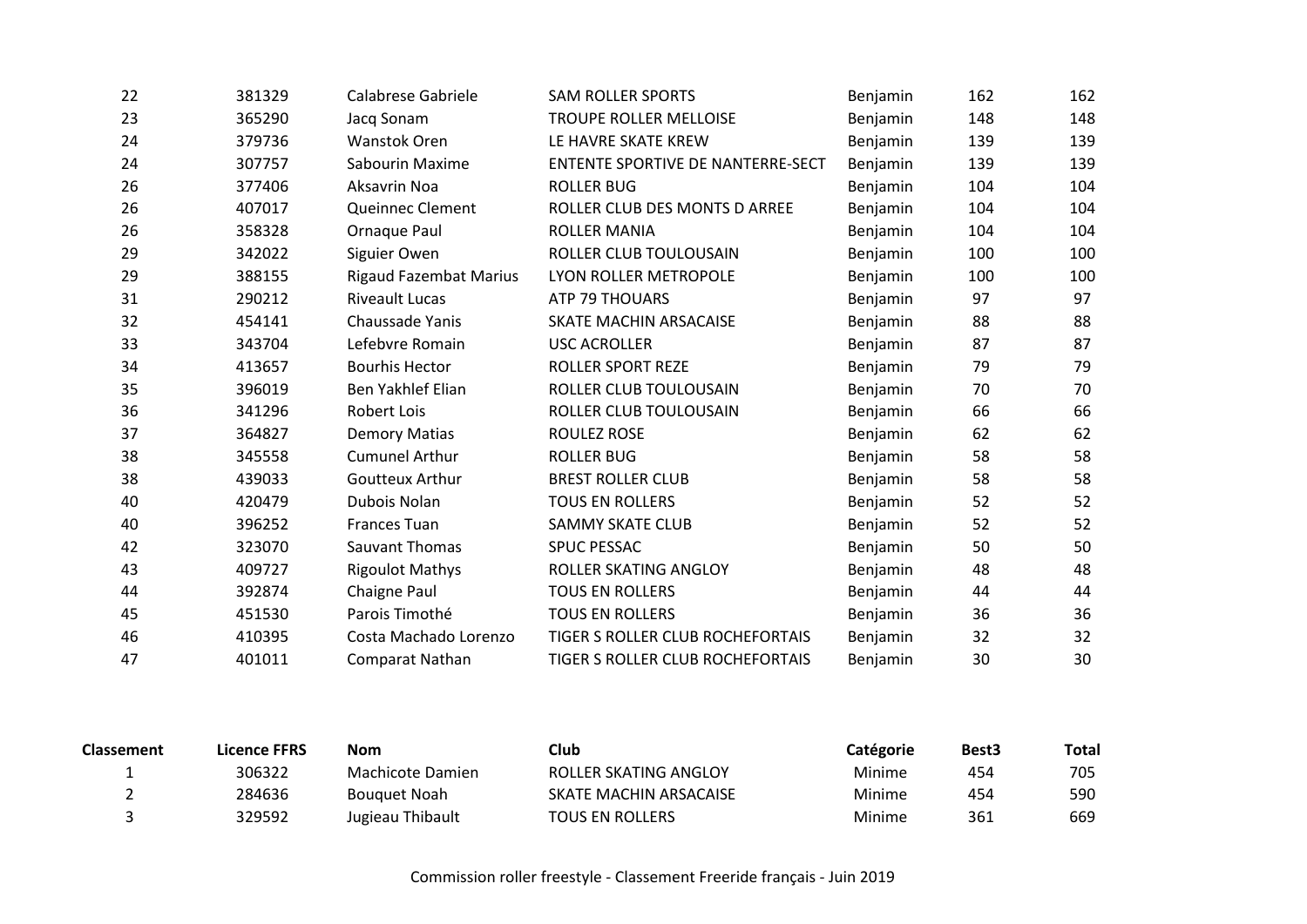| | | | | | | |
|---|---|---|---|---|---|---|
| 22 | 381329 | Calabrese Gabriele | SAM ROLLER SPORTS | Benjamin | 162 | 162 |
| 23 | 365290 | Jacq Sonam | TROUPE ROLLER MELLOISE | Benjamin | 148 | 148 |
| 24 | 379736 | Wanstok Oren | LE HAVRE SKATE KREW | Benjamin | 139 | 139 |
| 24 | 307757 | Sabourin Maxime | ENTENTE SPORTIVE DE NANTERRE-SECT | Benjamin | 139 | 139 |
| 26 | 377406 | Aksavrin Noa | ROLLER BUG | Benjamin | 104 | 104 |
| 26 | 407017 | Queinnec Clement | ROLLER CLUB DES MONTS D ARREE | Benjamin | 104 | 104 |
| 26 | 358328 | Ornaque Paul | ROLLER MANIA | Benjamin | 104 | 104 |
| 29 | 342022 | Siguier Owen | ROLLER CLUB TOULOUSAIN | Benjamin | 100 | 100 |
| 29 | 388155 | Rigaud Fazembat Marius | LYON ROLLER METROPOLE | Benjamin | 100 | 100 |
| 31 | 290212 | Riveault Lucas | ATP 79 THOUARS | Benjamin | 97 | 97 |
| 32 | 454141 | Chaussade Yanis | SKATE MACHIN ARSACAISE | Benjamin | 88 | 88 |
| 33 | 343704 | Lefebvre Romain | USC ACROLLER | Benjamin | 87 | 87 |
| 34 | 413657 | Bourhis Hector | ROLLER SPORT REZE | Benjamin | 79 | 79 |
| 35 | 396019 | Ben Yakhlef Elian | ROLLER CLUB TOULOUSAIN | Benjamin | 70 | 70 |
| 36 | 341296 | Robert Lois | ROLLER CLUB TOULOUSAIN | Benjamin | 66 | 66 |
| 37 | 364827 | Demory Matias | ROULEZ ROSE | Benjamin | 62 | 62 |
| 38 | 345558 | Cumunel Arthur | ROLLER BUG | Benjamin | 58 | 58 |
| 38 | 439033 | Goutteux Arthur | BREST ROLLER CLUB | Benjamin | 58 | 58 |
| 40 | 420479 | Dubois Nolan | TOUS EN ROLLERS | Benjamin | 52 | 52 |
| 40 | 396252 | Frances Tuan | SAMMY SKATE CLUB | Benjamin | 52 | 52 |
| 42 | 323070 | Sauvant Thomas | SPUC PESSAC | Benjamin | 50 | 50 |
| 43 | 409727 | Rigoulot Mathys | ROLLER SKATING ANGLOY | Benjamin | 48 | 48 |
| 44 | 392874 | Chaigne Paul | TOUS EN ROLLERS | Benjamin | 44 | 44 |
| 45 | 451530 | Parois Timothé | TOUS EN ROLLERS | Benjamin | 36 | 36 |
| 46 | 410395 | Costa Machado Lorenzo | TIGER S ROLLER CLUB ROCHEFORTAIS | Benjamin | 32 | 32 |
| 47 | 401011 | Comparat Nathan | TIGER S ROLLER CLUB ROCHEFORTAIS | Benjamin | 30 | 30 |

| **Classement** | **Licence FFRS** | **Nom** | **Club** | **Catégorie** | **Best3** | **Total** |
|---|---|---|---|---|---|---|
| 1 | 306322 | Machicote Damien | ROLLER SKATING ANGLOY | Minime | 454 | 705 |
| 2 | 284636 | Bouquet Noah | SKATE MACHIN ARSACAISE | Minime | 454 | 590 |
| 3 | 329592 | Jugieau Thibault | TOUS EN ROLLERS | Minime | 361 | 669 |

Commission roller freestyle - Classement Freeride français - Juin 2019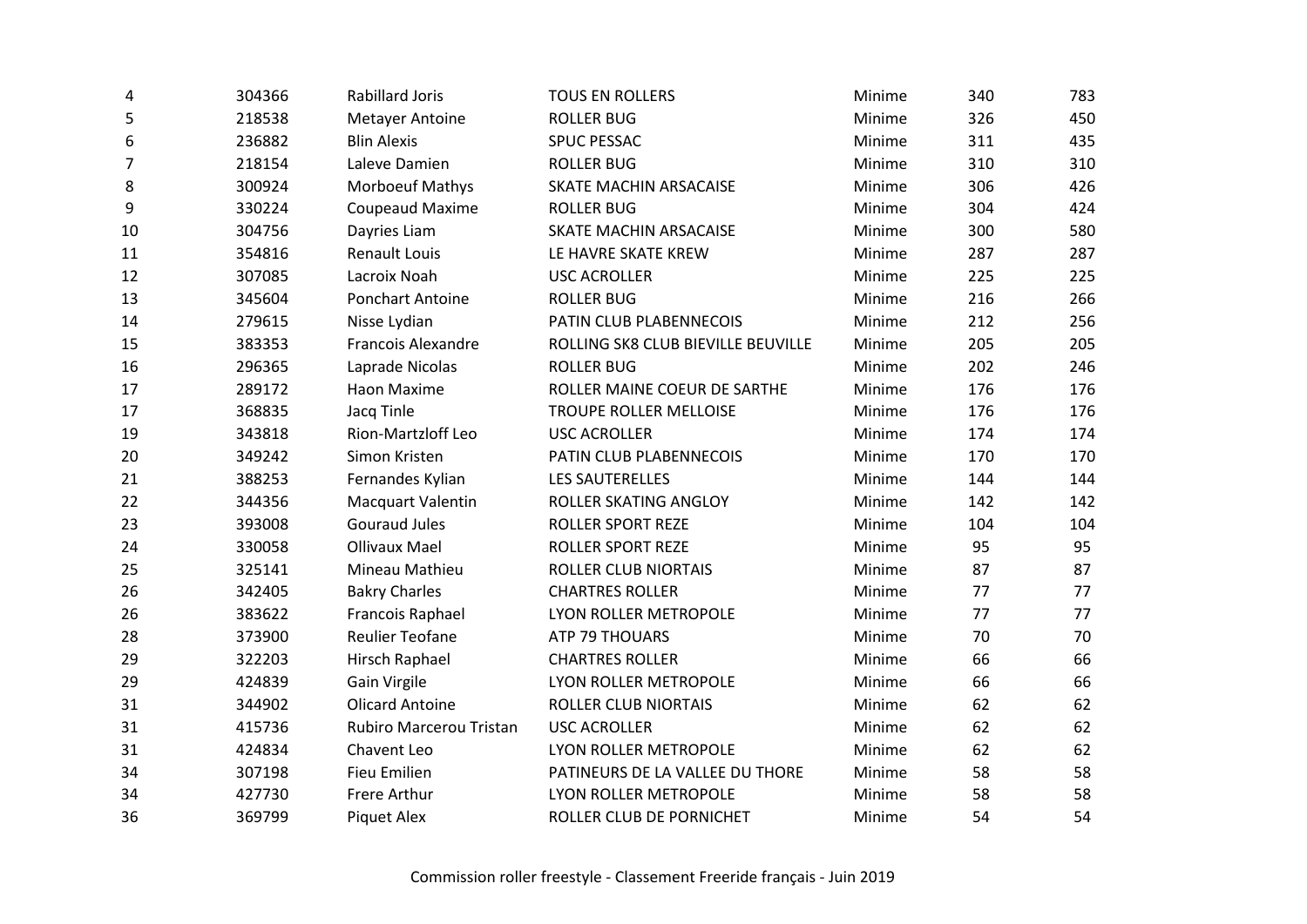| | | | | | | |
|---|---|---|---|---|---|---|
| 4 | 304366 | Rabillard Joris | TOUS EN ROLLERS | Minime | 340 | 783 |
| 5 | 218538 | Metayer Antoine | ROLLER BUG | Minime | 326 | 450 |
| 6 | 236882 | Blin Alexis | SPUC PESSAC | Minime | 311 | 435 |
| 7 | 218154 | Laleve Damien | ROLLER BUG | Minime | 310 | 310 |
| 8 | 300924 | Morboeuf Mathys | SKATE MACHIN ARSACAISE | Minime | 306 | 426 |
| 9 | 330224 | Coupeaud Maxime | ROLLER BUG | Minime | 304 | 424 |
| 10 | 304756 | Dayries Liam | SKATE MACHIN ARSACAISE | Minime | 300 | 580 |
| 11 | 354816 | Renault Louis | LE HAVRE SKATE KREW | Minime | 287 | 287 |
| 12 | 307085 | Lacroix Noah | USC ACROLLER | Minime | 225 | 225 |
| 13 | 345604 | Ponchart Antoine | ROLLER BUG | Minime | 216 | 266 |
| 14 | 279615 | Nisse Lydian | PATIN CLUB PLABENNECOIS | Minime | 212 | 256 |
| 15 | 383353 | Francois Alexandre | ROLLING SK8 CLUB BIEVILLE BEUVILLE | Minime | 205 | 205 |
| 16 | 296365 | Laprade Nicolas | ROLLER BUG | Minime | 202 | 246 |
| 17 | 289172 | Haon Maxime | ROLLER MAINE COEUR DE SARTHE | Minime | 176 | 176 |
| 17 | 368835 | Jacq Tinle | TROUPE ROLLER MELLOISE | Minime | 176 | 176 |
| 19 | 343818 | Rion-Martzloff Leo | USC ACROLLER | Minime | 174 | 174 |
| 20 | 349242 | Simon Kristen | PATIN CLUB PLABENNECOIS | Minime | 170 | 170 |
| 21 | 388253 | Fernandes Kylian | LES SAUTERELLES | Minime | 144 | 144 |
| 22 | 344356 | Macquart Valentin | ROLLER SKATING ANGLOY | Minime | 142 | 142 |
| 23 | 393008 | Gouraud Jules | ROLLER SPORT REZE | Minime | 104 | 104 |
| 24 | 330058 | Ollivaux Mael | ROLLER SPORT REZE | Minime | 95 | 95 |
| 25 | 325141 | Mineau Mathieu | ROLLER CLUB NIORTAIS | Minime | 87 | 87 |
| 26 | 342405 | Bakry Charles | CHARTRES ROLLER | Minime | 77 | 77 |
| 26 | 383622 | Francois Raphael | LYON ROLLER METROPOLE | Minime | 77 | 77 |
| 28 | 373900 | Reulier Teofane | ATP 79 THOUARS | Minime | 70 | 70 |
| 29 | 322203 | Hirsch Raphael | CHARTRES ROLLER | Minime | 66 | 66 |
| 29 | 424839 | Gain Virgile | LYON ROLLER METROPOLE | Minime | 66 | 66 |
| 31 | 344902 | Olicard Antoine | ROLLER CLUB NIORTAIS | Minime | 62 | 62 |
| 31 | 415736 | Rubiro Marcerou Tristan | USC ACROLLER | Minime | 62 | 62 |
| 31 | 424834 | Chavent Leo | LYON ROLLER METROPOLE | Minime | 62 | 62 |
| 34 | 307198 | Fieu Emilien | PATINEURS DE LA VALLEE DU THORE | Minime | 58 | 58 |
| 34 | 427730 | Frere Arthur | LYON ROLLER METROPOLE | Minime | 58 | 58 |
| 36 | 369799 | Piquet Alex | ROLLER CLUB DE PORNICHET | Minime | 54 | 54 |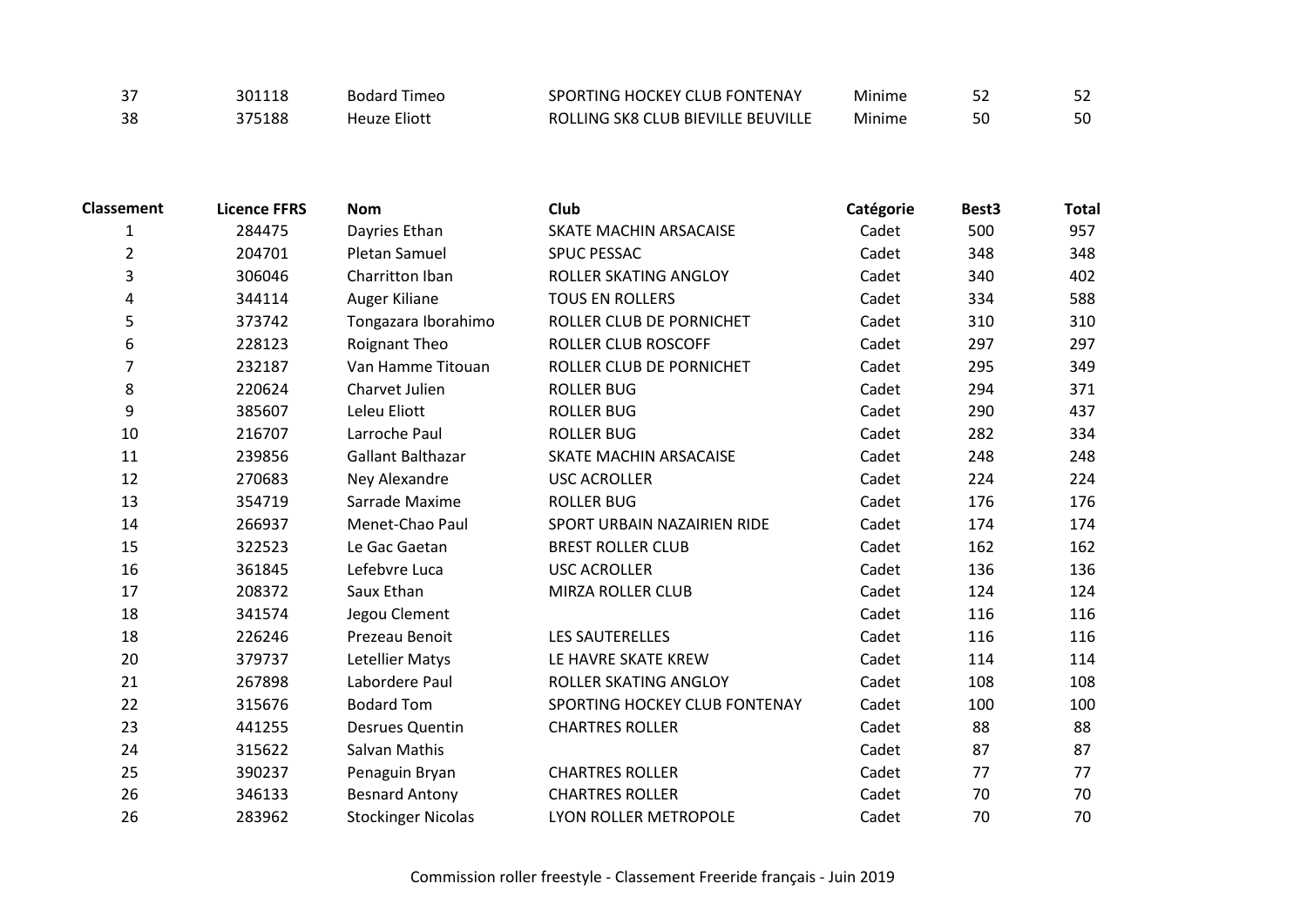| | | | | | | |
|---|---|---|---|---|---|---|
| 37 | 301118 | Bodard Timeo | SPORTING HOCKEY CLUB FONTENAY | Minime | 52 | 52 |
| 38 | 375188 | Heuze Eliott | ROLLING SK8 CLUB BIEVILLE BEUVILLE | Minime | 50 | 50 |

| Classement | Licence FFRS | Nom | Club | Catégorie | Best3 | Total |
|---|---|---|---|---|---|---|
| 1 | 284475 | Dayries Ethan | SKATE MACHIN ARSACAISE | Cadet | 500 | 957 |
| 2 | 204701 | Pletan Samuel | SPUC PESSAC | Cadet | 348 | 348 |
| 3 | 306046 | Charritton Iban | ROLLER SKATING ANGLOY | Cadet | 340 | 402 |
| 4 | 344114 | Auger Kiliane | TOUS EN ROLLERS | Cadet | 334 | 588 |
| 5 | 373742 | Tongazara Iborahimo | ROLLER CLUB DE PORNICHET | Cadet | 310 | 310 |
| 6 | 228123 | Roignant Theo | ROLLER CLUB ROSCOFF | Cadet | 297 | 297 |
| 7 | 232187 | Van Hamme Titouan | ROLLER CLUB DE PORNICHET | Cadet | 295 | 349 |
| 8 | 220624 | Charvet Julien | ROLLER BUG | Cadet | 294 | 371 |
| 9 | 385607 | Leleu Eliott | ROLLER BUG | Cadet | 290 | 437 |
| 10 | 216707 | Larroche Paul | ROLLER BUG | Cadet | 282 | 334 |
| 11 | 239856 | Gallant Balthazar | SKATE MACHIN ARSACAISE | Cadet | 248 | 248 |
| 12 | 270683 | Ney Alexandre | USC ACROLLER | Cadet | 224 | 224 |
| 13 | 354719 | Sarrade Maxime | ROLLER BUG | Cadet | 176 | 176 |
| 14 | 266937 | Menet-Chao Paul | SPORT URBAIN NAZAIRIEN RIDE | Cadet | 174 | 174 |
| 15 | 322523 | Le Gac Gaetan | BREST ROLLER CLUB | Cadet | 162 | 162 |
| 16 | 361845 | Lefebvre Luca | USC ACROLLER | Cadet | 136 | 136 |
| 17 | 208372 | Saux Ethan | MIRZA ROLLER CLUB | Cadet | 124 | 124 |
| 18 | 341574 | Jegou Clement | | Cadet | 116 | 116 |
| 18 | 226246 | Prezeau Benoit | LES SAUTERELLES | Cadet | 116 | 116 |
| 20 | 379737 | Letellier Matys | LE HAVRE SKATE KREW | Cadet | 114 | 114 |
| 21 | 267898 | Labordere Paul | ROLLER SKATING ANGLOY | Cadet | 108 | 108 |
| 22 | 315676 | Bodard Tom | SPORTING HOCKEY CLUB FONTENAY | Cadet | 100 | 100 |
| 23 | 441255 | Desrues Quentin | CHARTRES ROLLER | Cadet | 88 | 88 |
| 24 | 315622 | Salvan Mathis | | Cadet | 87 | 87 |
| 25 | 390237 | Penaguin Bryan | CHARTRES ROLLER | Cadet | 77 | 77 |
| 26 | 346133 | Besnard Antony | CHARTRES ROLLER | Cadet | 70 | 70 |
| 26 | 283962 | Stockinger Nicolas | LYON ROLLER METROPOLE | Cadet | 70 | 70 |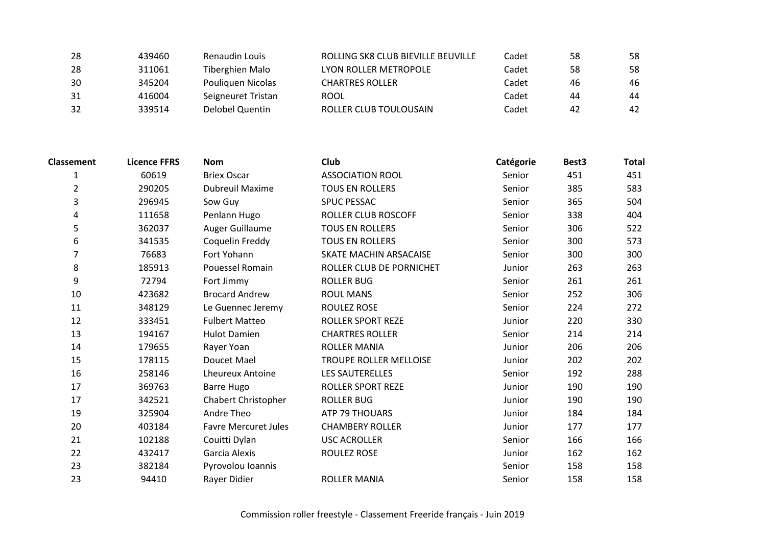| | | | | | | |
|---|---|---|---|---|---|---|
| 28 | 439460 | Renaudin Louis | ROLLING SK8 CLUB BIEVILLE BEUVILLE | Cadet | 58 | 58 |
| 28 | 311061 | Tiberghien Malo | LYON ROLLER METROPOLE | Cadet | 58 | 58 |
| 30 | 345204 | Pouliquen Nicolas | CHARTRES ROLLER | Cadet | 46 | 46 |
| 31 | 416004 | Seigneuret Tristan | ROOL | Cadet | 44 | 44 |
| 32 | 339514 | Delobel Quentin | ROLLER CLUB TOULOUSAIN | Cadet | 42 | 42 |

| Classement | Licence FFRS | Nom | Club | Catégorie | Best3 | Total |
|---|---|---|---|---|---|---|
| 1 | 60619 | Briex Oscar | ASSOCIATION ROOL | Senior | 451 | 451 |
| 2 | 290205 | Dubreuil Maxime | TOUS EN ROLLERS | Senior | 385 | 583 |
| 3 | 296945 | Sow Guy | SPUC PESSAC | Senior | 365 | 504 |
| 4 | 111658 | Penlann Hugo | ROLLER CLUB ROSCOFF | Senior | 338 | 404 |
| 5 | 362037 | Auger Guillaume | TOUS EN ROLLERS | Senior | 306 | 522 |
| 6 | 341535 | Coquelin Freddy | TOUS EN ROLLERS | Senior | 300 | 573 |
| 7 | 76683 | Fort Yohann | SKATE MACHIN ARSACAISE | Senior | 300 | 300 |
| 8 | 185913 | Pouessel Romain | ROLLER CLUB DE PORNICHET | Junior | 263 | 263 |
| 9 | 72794 | Fort Jimmy | ROLLER BUG | Senior | 261 | 261 |
| 10 | 423682 | Brocard Andrew | ROUL MANS | Senior | 252 | 306 |
| 11 | 348129 | Le Guennec Jeremy | ROULEZ ROSE | Senior | 224 | 272 |
| 12 | 333451 | Fulbert Matteo | ROLLER SPORT REZE | Junior | 220 | 330 |
| 13 | 194167 | Hulot Damien | CHARTRES ROLLER | Senior | 214 | 214 |
| 14 | 179655 | Rayer Yoan | ROLLER MANIA | Junior | 206 | 206 |
| 15 | 178115 | Doucet Mael | TROUPE ROLLER MELLOISE | Junior | 202 | 202 |
| 16 | 258146 | Lheureux Antoine | LES SAUTERELLES | Senior | 192 | 288 |
| 17 | 369763 | Barre Hugo | ROLLER SPORT REZE | Junior | 190 | 190 |
| 17 | 342521 | Chabert Christopher | ROLLER BUG | Junior | 190 | 190 |
| 19 | 325904 | Andre Theo | ATP 79 THOUARS | Junior | 184 | 184 |
| 20 | 403184 | Favre Mercuret Jules | CHAMBERY ROLLER | Junior | 177 | 177 |
| 21 | 102188 | Couitti Dylan | USC ACROLLER | Senior | 166 | 166 |
| 22 | 432417 | Garcia Alexis | ROULEZ ROSE | Junior | 162 | 162 |
| 23 | 382184 | Pyrovolou Ioannis | | Senior | 158 | 158 |
| 23 | 94410 | Rayer Didier | ROLLER MANIA | Senior | 158 | 158 |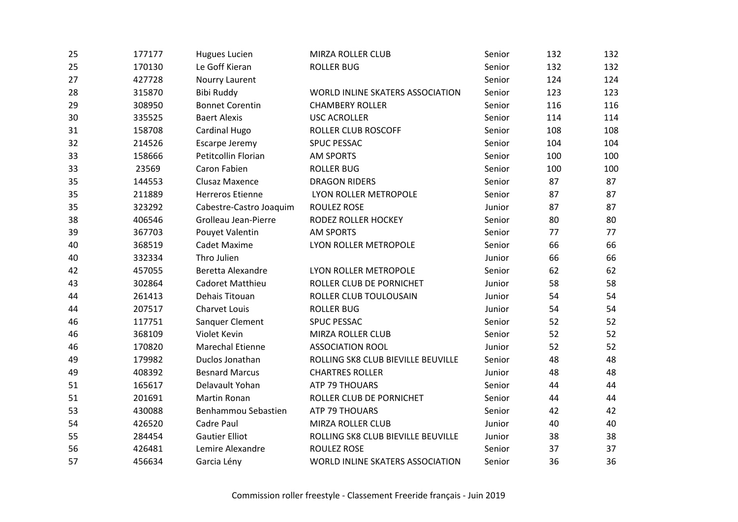| | | | | | | |
|---|---|---|---|---|---|---|
| 25 | 177177 | Hugues Lucien | MIRZA ROLLER CLUB | Senior | 132 | 132 |
| 25 | 170130 | Le Goff Kieran | ROLLER BUG | Senior | 132 | 132 |
| 27 | 427728 | Nourry Laurent | | Senior | 124 | 124 |
| 28 | 315870 | Bibi Ruddy | WORLD INLINE SKATERS ASSOCIATION | Senior | 123 | 123 |
| 29 | 308950 | Bonnet Corentin | CHAMBERY ROLLER | Senior | 116 | 116 |
| 30 | 335525 | Baert Alexis | USC ACROLLER | Senior | 114 | 114 |
| 31 | 158708 | Cardinal Hugo | ROLLER CLUB ROSCOFF | Senior | 108 | 108 |
| 32 | 214526 | Escarpe Jeremy | SPUC PESSAC | Senior | 104 | 104 |
| 33 | 158666 | Petitcollin Florian | AM SPORTS | Senior | 100 | 100 |
| 33 | 23569 | Caron Fabien | ROLLER BUG | Senior | 100 | 100 |
| 35 | 144553 | Clusaz Maxence | DRAGON RIDERS | Senior | 87 | 87 |
| 35 | 211889 | Herreros Etienne | LYON ROLLER METROPOLE | Senior | 87 | 87 |
| 35 | 323292 | Cabestre-Castro Joaquim | ROULEZ ROSE | Junior | 87 | 87 |
| 38 | 406546 | Grolleau Jean-Pierre | RODEZ ROLLER HOCKEY | Senior | 80 | 80 |
| 39 | 367703 | Pouyet Valentin | AM SPORTS | Senior | 77 | 77 |
| 40 | 368519 | Cadet Maxime | LYON ROLLER METROPOLE | Senior | 66 | 66 |
| 40 | 332334 | Thro Julien | | Junior | 66 | 66 |
| 42 | 457055 | Beretta Alexandre | LYON ROLLER METROPOLE | Senior | 62 | 62 |
| 43 | 302864 | Cadoret Matthieu | ROLLER CLUB DE PORNICHET | Junior | 58 | 58 |
| 44 | 261413 | Dehais Titouan | ROLLER CLUB TOULOUSAIN | Junior | 54 | 54 |
| 44 | 207517 | Charvet Louis | ROLLER BUG | Junior | 54 | 54 |
| 46 | 117751 | Sanquer Clement | SPUC PESSAC | Senior | 52 | 52 |
| 46 | 368109 | Violet Kevin | MIRZA ROLLER CLUB | Senior | 52 | 52 |
| 46 | 170820 | Marechal Etienne | ASSOCIATION ROOL | Junior | 52 | 52 |
| 49 | 179982 | Duclos Jonathan | ROLLING SK8 CLUB BIEVILLE BEUVILLE | Senior | 48 | 48 |
| 49 | 408392 | Besnard Marcus | CHARTRES ROLLER | Junior | 48 | 48 |
| 51 | 165617 | Delavault Yohan | ATP 79 THOUARS | Senior | 44 | 44 |
| 51 | 201691 | Martin Ronan | ROLLER CLUB DE PORNICHET | Senior | 44 | 44 |
| 53 | 430088 | Benhammou Sebastien | ATP 79 THOUARS | Senior | 42 | 42 |
| 54 | 426520 | Cadre Paul | MIRZA ROLLER CLUB | Junior | 40 | 40 |
| 55 | 284454 | Gautier Elliot | ROLLING SK8 CLUB BIEVILLE BEUVILLE | Junior | 38 | 38 |
| 56 | 426481 | Lemire Alexandre | ROULEZ ROSE | Senior | 37 | 37 |
| 57 | 456634 | Garcia Lény | WORLD INLINE SKATERS ASSOCIATION | Senior | 36 | 36 |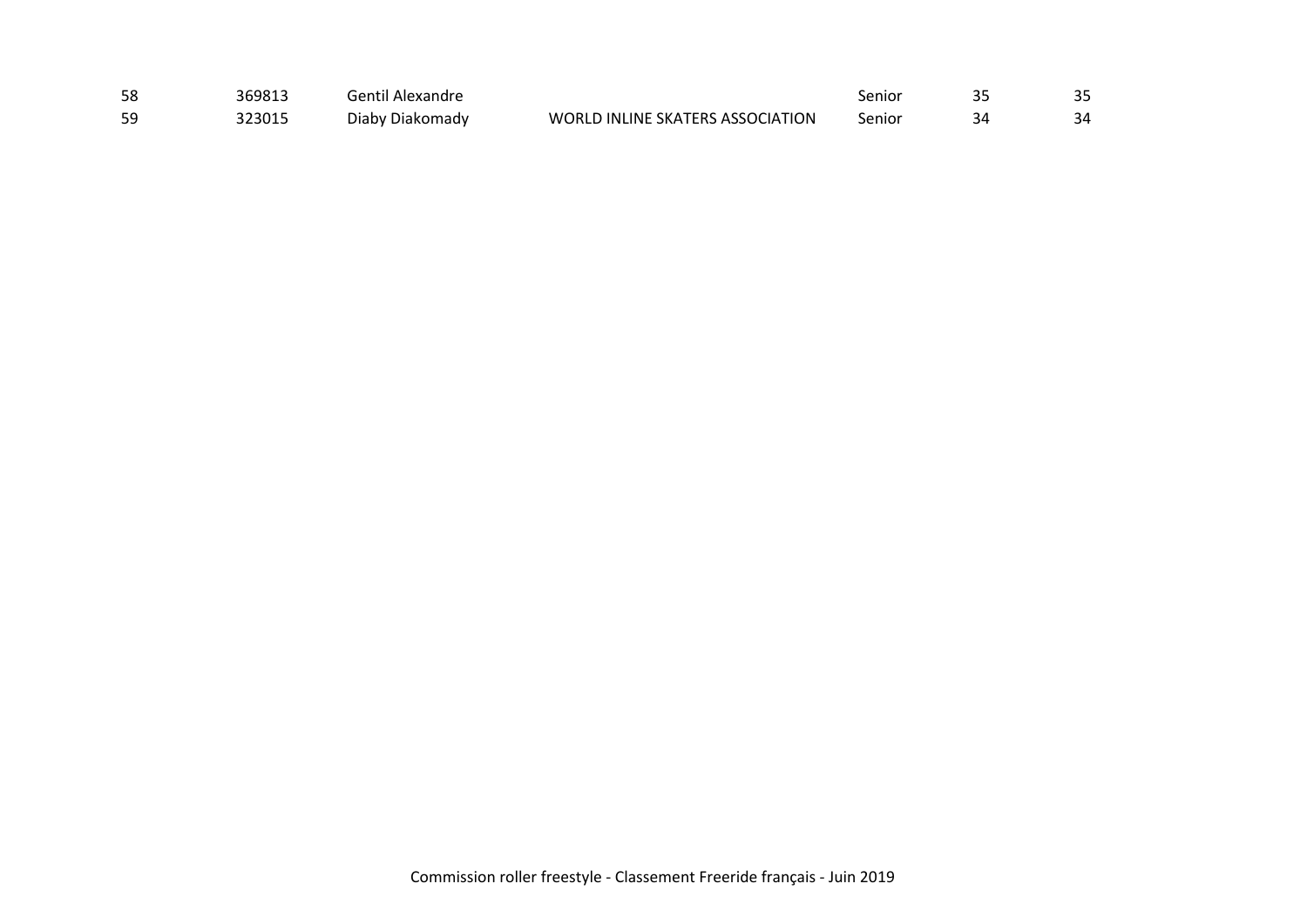| | | | | | | |
|---|---|---|---|---|---|---|
| 58 | 369813 | Gentil Alexandre | | Senior | 35 | 35 |
| 59 | 323015 | Diaby Diakomady | WORLD INLINE SKATERS ASSOCIATION | Senior | 34 | 34 |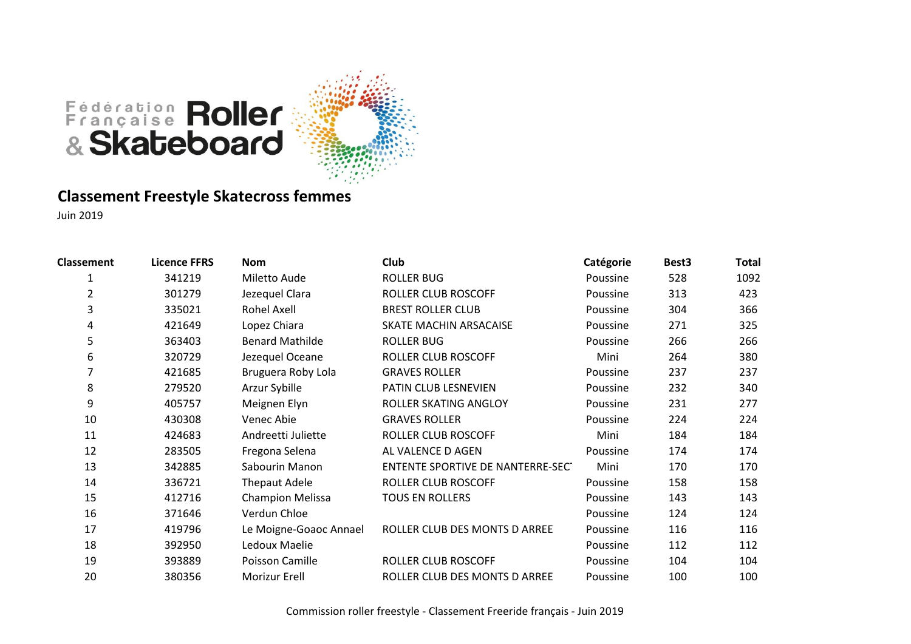## Classement Freestyle Skatecross femmes

Juin 2019

| Classement | Licence FFRS | Nom | Club | Catégorie | Best3 | Total |
|---|---|---|---|---|---|---|
| 1 | 341219 | Miletto Aude | ROLLER BUG | Poussine | 528 | 1092 |
| 2 | 301279 | Jezequel Clara | ROLLER CLUB ROSCOFF | Poussine | 313 | 423 |
| 3 | 335021 | Rohel Axell | BREST ROLLER CLUB | Poussine | 304 | 366 |
| 4 | 421649 | Lopez Chiara | SKATE MACHIN ARSACAISE | Poussine | 271 | 325 |
| 5 | 363403 | Benard Mathilde | ROLLER BUG | Poussine | 266 | 266 |
| 6 | 320729 | Jezequel Oceane | ROLLER CLUB ROSCOFF | Mini | 264 | 380 |
| 7 | 421685 | Bruguera Roby Lola | GRAVES ROLLER | Poussine | 237 | 237 |
| 8 | 279520 | Arzur Sybille | PATIN CLUB LESNEVIEN | Poussine | 232 | 340 |
| 9 | 405757 | Meignen Elyn | ROLLER SKATING ANGLOY | Poussine | 231 | 277 |
| 10 | 430308 | Venec Abie | GRAVES ROLLER | Poussine | 224 | 224 |
| 11 | 424683 | Andreetti Juliette | ROLLER CLUB ROSCOFF | Mini | 184 | 184 |
| 12 | 283505 | Fregona Selena | AL VALENCE D AGEN | Poussine | 174 | 174 |
| 13 | 342885 | Sabourin Manon | ENTENTE SPORTIVE DE NANTERRE-SEC | Mini | 170 | 170 |
| 14 | 336721 | Thepaut Adele | ROLLER CLUB ROSCOFF | Poussine | 158 | 158 |
| 15 | 412716 | Champion Melissa | TOUS EN ROLLERS | Poussine | 143 | 143 |
| 16 | 371646 | Verdun Chloe | | Poussine | 124 | 124 |
| 17 | 419796 | Le Moigne-Goaoc Annael | ROLLER CLUB DES MONTS D ARREE | Poussine | 116 | 116 |
| 18 | 392950 | Ledoux Maelie | | Poussine | 112 | 112 |
| 19 | 393889 | Poisson Camille | ROLLER CLUB ROSCOFF | Poussine | 104 | 104 |
| 20 | 380356 | Morizur Erell | ROLLER CLUB DES MONTS D ARREE | Poussine | 100 | 100 |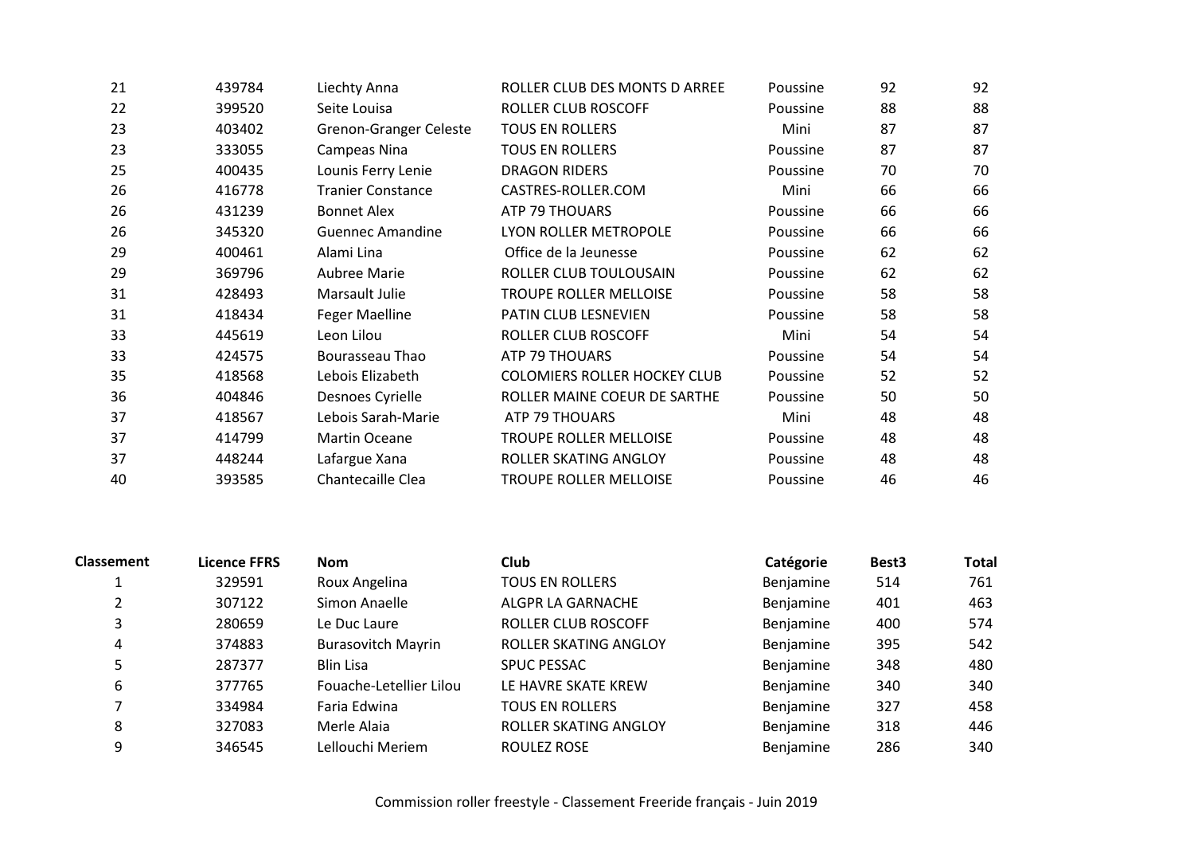| | | | | | | |
|---|---|---|---|---|---|---|
| 21 | 439784 | Liechty Anna | ROLLER CLUB DES MONTS D ARREE | Poussine | 92 | 92 |
| 22 | 399520 | Seite Louisa | ROLLER CLUB ROSCOFF | Poussine | 88 | 88 |
| 23 | 403402 | Grenon-Granger Celeste | TOUS EN ROLLERS | Mini | 87 | 87 |
| 23 | 333055 | Campeas Nina | TOUS EN ROLLERS | Poussine | 87 | 87 |
| 25 | 400435 | Lounis Ferry Lenie | DRAGON RIDERS | Poussine | 70 | 70 |
| 26 | 416778 | Tranier Constance | CASTRES-ROLLER.COM | Mini | 66 | 66 |
| 26 | 431239 | Bonnet Alex | ATP 79 THOUARS | Poussine | 66 | 66 |
| 26 | 345320 | Guennec Amandine | LYON ROLLER METROPOLE | Poussine | 66 | 66 |
| 29 | 400461 | Alami Lina | Office de la Jeunesse | Poussine | 62 | 62 |
| 29 | 369796 | Aubree Marie | ROLLER CLUB TOULOUSAIN | Poussine | 62 | 62 |
| 31 | 428493 | Marsault Julie | TROUPE ROLLER MELLOISE | Poussine | 58 | 58 |
| 31 | 418434 | Feger Maelline | PATIN CLUB LESNEVIEN | Poussine | 58 | 58 |
| 33 | 445619 | Leon Lilou | ROLLER CLUB ROSCOFF | Mini | 54 | 54 |
| 33 | 424575 | Bourasseau Thao | ATP 79 THOUARS | Poussine | 54 | 54 |
| 35 | 418568 | Lebois Elizabeth | COLOMIERS ROLLER HOCKEY CLUB | Poussine | 52 | 52 |
| 36 | 404846 | Desnoes Cyrielle | ROLLER MAINE COEUR DE SARTHE | Poussine | 50 | 50 |
| 37 | 418567 | Lebois Sarah-Marie | ATP 79 THOUARS | Mini | 48 | 48 |
| 37 | 414799 | Martin Oceane | TROUPE ROLLER MELLOISE | Poussine | 48 | 48 |
| 37 | 448244 | Lafargue Xana | ROLLER SKATING ANGLOY | Poussine | 48 | 48 |
| 40 | 393585 | Chantecaille Clea | TROUPE ROLLER MELLOISE | Poussine | 46 | 46 |

| Classement | Licence FFRS | Nom | Club | Catégorie | Best3 | Total |
|---|---|---|---|---|---|---|
| 1 | 329591 | Roux Angelina | TOUS EN ROLLERS | Benjamine | 514 | 761 |
| 2 | 307122 | Simon Anaelle | ALGPR LA GARNACHE | Benjamine | 401 | 463 |
| 3 | 280659 | Le Duc Laure | ROLLER CLUB ROSCOFF | Benjamine | 400 | 574 |
| 4 | 374883 | Burasovitch Mayrin | ROLLER SKATING ANGLOY | Benjamine | 395 | 542 |
| 5 | 287377 | Blin Lisa | SPUC PESSAC | Benjamine | 348 | 480 |
| 6 | 377765 | Fouache-Letellier Lilou | LE HAVRE SKATE KREW | Benjamine | 340 | 340 |
| 7 | 334984 | Faria Edwina | TOUS EN ROLLERS | Benjamine | 327 | 458 |
| 8 | 327083 | Merle Alaia | ROLLER SKATING ANGLOY | Benjamine | 318 | 446 |
| 9 | 346545 | Lellouchi Meriem | ROULEZ ROSE | Benjamine | 286 | 340 |

Commission roller freestyle - Classement Freeride français - Juin 2019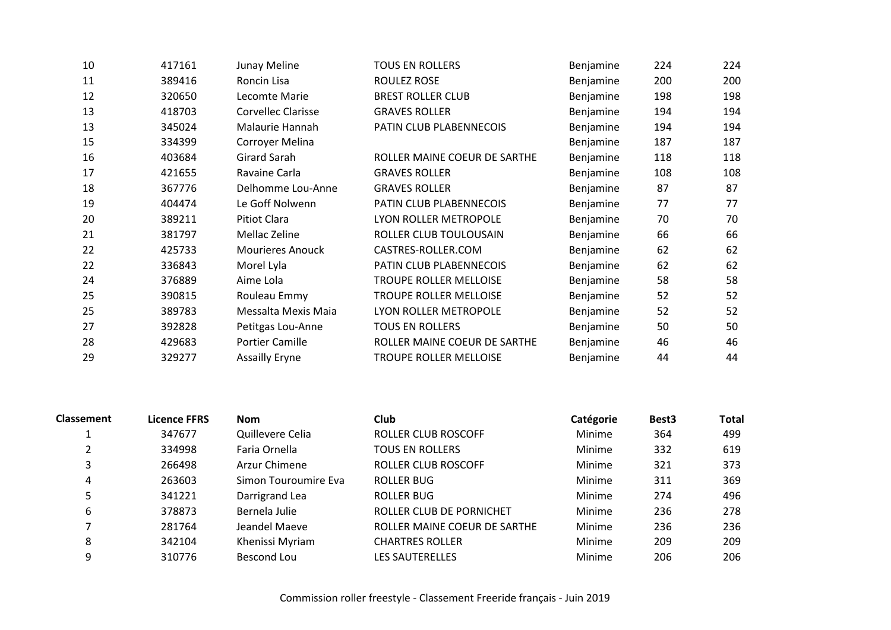| Classement | Licence FFRS | Nom | Club | Catégorie | Best3 | Total |
|---|---|---|---|---|---|---|
| 10 | 417161 | Junay Meline | TOUS EN ROLLERS | Benjamine | 224 | 224 |
| 11 | 389416 | Roncin Lisa | ROULEZ ROSE | Benjamine | 200 | 200 |
| 12 | 320650 | Lecomte Marie | BREST ROLLER CLUB | Benjamine | 198 | 198 |
| 13 | 418703 | Corvellec Clarisse | GRAVES ROLLER | Benjamine | 194 | 194 |
| 13 | 345024 | Malaurie Hannah | PATIN CLUB PLABENNECOIS | Benjamine | 194 | 194 |
| 15 | 334399 | Corroyer Melina | | Benjamine | 187 | 187 |
| 16 | 403684 | Girard Sarah | ROLLER MAINE COEUR DE SARTHE | Benjamine | 118 | 118 |
| 17 | 421655 | Ravaine Carla | GRAVES ROLLER | Benjamine | 108 | 108 |
| 18 | 367776 | Delhomme Lou-Anne | GRAVES ROLLER | Benjamine | 87 | 87 |
| 19 | 404474 | Le Goff Nolwenn | PATIN CLUB PLABENNECOIS | Benjamine | 77 | 77 |
| 20 | 389211 | Pitiot Clara | LYON ROLLER METROPOLE | Benjamine | 70 | 70 |
| 21 | 381797 | Mellac Zeline | ROLLER CLUB TOULOUSAIN | Benjamine | 66 | 66 |
| 22 | 425733 | Mourieres Anouck | CASTRES-ROLLER.COM | Benjamine | 62 | 62 |
| 22 | 336843 | Morel Lyla | PATIN CLUB PLABENNECOIS | Benjamine | 62 | 62 |
| 24 | 376889 | Aime Lola | TROUPE ROLLER MELLOISE | Benjamine | 58 | 58 |
| 25 | 390815 | Rouleau Emmy | TROUPE ROLLER MELLOISE | Benjamine | 52 | 52 |
| 25 | 389783 | Messalta Mexis Maia | LYON ROLLER METROPOLE | Benjamine | 52 | 52 |
| 27 | 392828 | Petitgas Lou-Anne | TOUS EN ROLLERS | Benjamine | 50 | 50 |
| 28 | 429683 | Portier Camille | ROLLER MAINE COEUR DE SARTHE | Benjamine | 46 | 46 |
| 29 | 329277 | Assailly Eryne | TROUPE ROLLER MELLOISE | Benjamine | 44 | 44 |

| Classement | Licence FFRS | Nom | Club | Catégorie | Best3 | Total |
|---|---|---|---|---|---|---|
| 1 | 347677 | Quillevere Celia | ROLLER CLUB ROSCOFF | Minime | 364 | 499 |
| 2 | 334998 | Faria Ornella | TOUS EN ROLLERS | Minime | 332 | 619 |
| 3 | 266498 | Arzur Chimene | ROLLER CLUB ROSCOFF | Minime | 321 | 373 |
| 4 | 263603 | Simon Touroumire Eva | ROLLER BUG | Minime | 311 | 369 |
| 5 | 341221 | Darrigrand Lea | ROLLER BUG | Minime | 274 | 496 |
| 6 | 378873 | Bernela Julie | ROLLER CLUB DE PORNICHET | Minime | 236 | 278 |
| 7 | 281764 | Jeandel Maeve | ROLLER MAINE COEUR DE SARTHE | Minime | 236 | 236 |
| 8 | 342104 | Khenissi Myriam | CHARTRES ROLLER | Minime | 209 | 209 |
| 9 | 310776 | Bescond Lou | LES SAUTERELLES | Minime | 206 | 206 |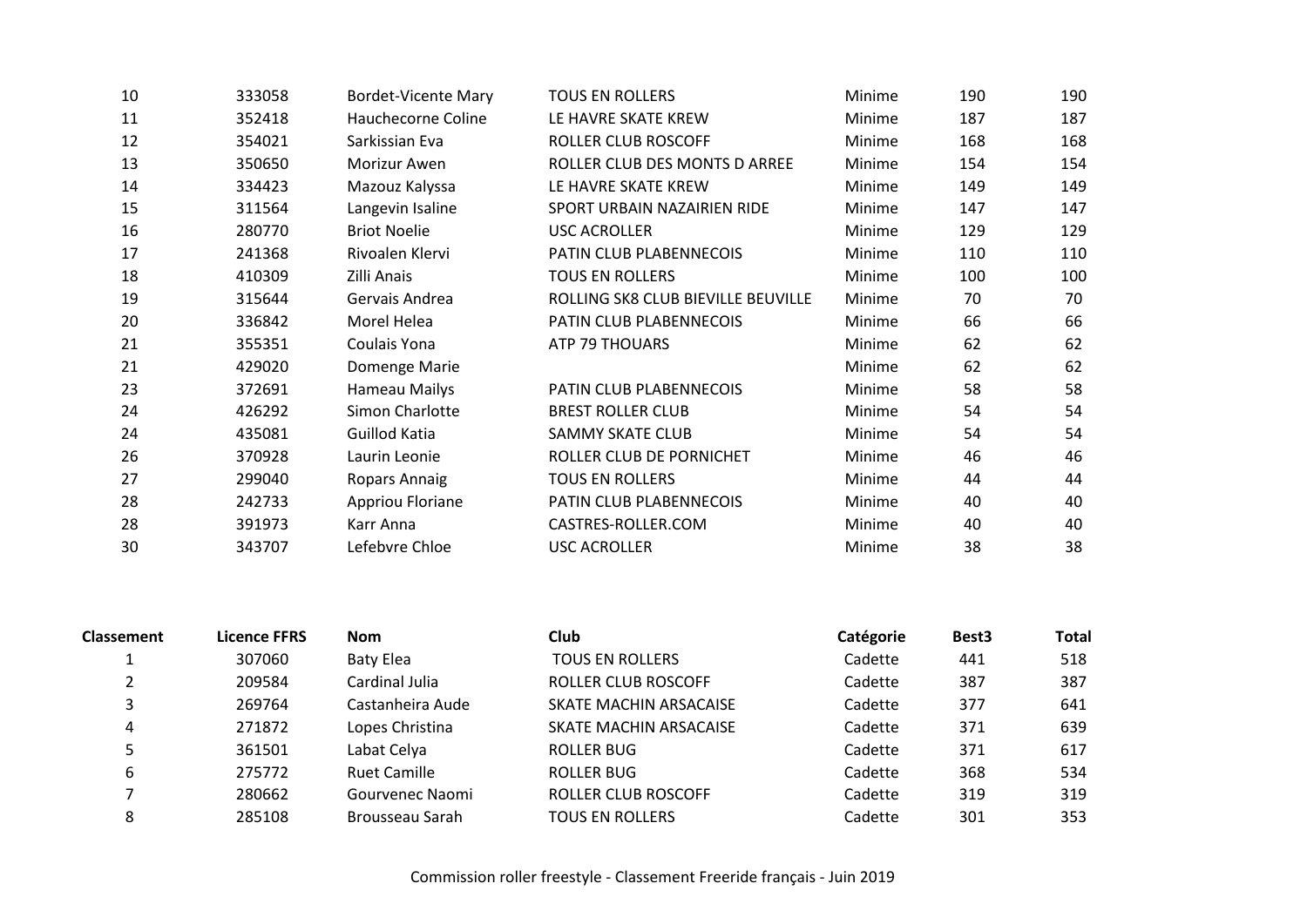| | | | | | | |
|---|---|---|---|---|---|---|
| 10 | 333058 | Bordet-Vicente Mary | TOUS EN ROLLERS | Minime | 190 | 190 |
| 11 | 352418 | Hauchecorne Coline | LE HAVRE SKATE KREW | Minime | 187 | 187 |
| 12 | 354021 | Sarkissian Eva | ROLLER CLUB ROSCOFF | Minime | 168 | 168 |
| 13 | 350650 | Morizur Awen | ROLLER CLUB DES MONTS D ARREE | Minime | 154 | 154 |
| 14 | 334423 | Mazouz Kalyssa | LE HAVRE SKATE KREW | Minime | 149 | 149 |
| 15 | 311564 | Langevin Isaline | SPORT URBAIN NAZAIRIEN RIDE | Minime | 147 | 147 |
| 16 | 280770 | Briot Noelie | USC ACROLLER | Minime | 129 | 129 |
| 17 | 241368 | Rivoalen Klervi | PATIN CLUB PLABENNECOIS | Minime | 110 | 110 |
| 18 | 410309 | Zilli Anais | TOUS EN ROLLERS | Minime | 100 | 100 |
| 19 | 315644 | Gervais Andrea | ROLLING SK8 CLUB BIEVILLE BEUVILLE | Minime | 70 | 70 |
| 20 | 336842 | Morel Helea | PATIN CLUB PLABENNECOIS | Minime | 66 | 66 |
| 21 | 355351 | Coulais Yona | ATP 79 THOUARS | Minime | 62 | 62 |
| 21 | 429020 | Domenge Marie | | Minime | 62 | 62 |
| 23 | 372691 | Hameau Mailys | PATIN CLUB PLABENNECOIS | Minime | 58 | 58 |
| 24 | 426292 | Simon Charlotte | BREST ROLLER CLUB | Minime | 54 | 54 |
| 24 | 435081 | Guillod Katia | SAMMY SKATE CLUB | Minime | 54 | 54 |
| 26 | 370928 | Laurin Leonie | ROLLER CLUB DE PORNICHET | Minime | 46 | 46 |
| 27 | 299040 | Ropars Annaig | TOUS EN ROLLERS | Minime | 44 | 44 |
| 28 | 242733 | Appriou Floriane | PATIN CLUB PLABENNECOIS | Minime | 40 | 40 |
| 28 | 391973 | Karr Anna | CASTRES-ROLLER.COM | Minime | 40 | 40 |
| 30 | 343707 | Lefebvre Chloe | USC ACROLLER | Minime | 38 | 38 |

| Classement | Licence FFRS | Nom | Club | Catégorie | Best3 | Total |
|---|---|---|---|---|---|---|
| 1 | 307060 | Baty Elea | TOUS EN ROLLERS | Cadette | 441 | 518 |
| 2 | 209584 | Cardinal Julia | ROLLER CLUB ROSCOFF | Cadette | 387 | 387 |
| 3 | 269764 | Castanheira Aude | SKATE MACHIN ARSACAISE | Cadette | 377 | 641 |
| 4 | 271872 | Lopes Christina | SKATE MACHIN ARSACAISE | Cadette | 371 | 639 |
| 5 | 361501 | Labat Celya | ROLLER BUG | Cadette | 371 | 617 |
| 6 | 275772 | Ruet Camille | ROLLER BUG | Cadette | 368 | 534 |
| 7 | 280662 | Gourvenec Naomi | ROLLER CLUB ROSCOFF | Cadette | 319 | 319 |
| 8 | 285108 | Brousseau Sarah | TOUS EN ROLLERS | Cadette | 301 | 353 |

Commission roller freestyle - Classement Freeride français - Juin 2019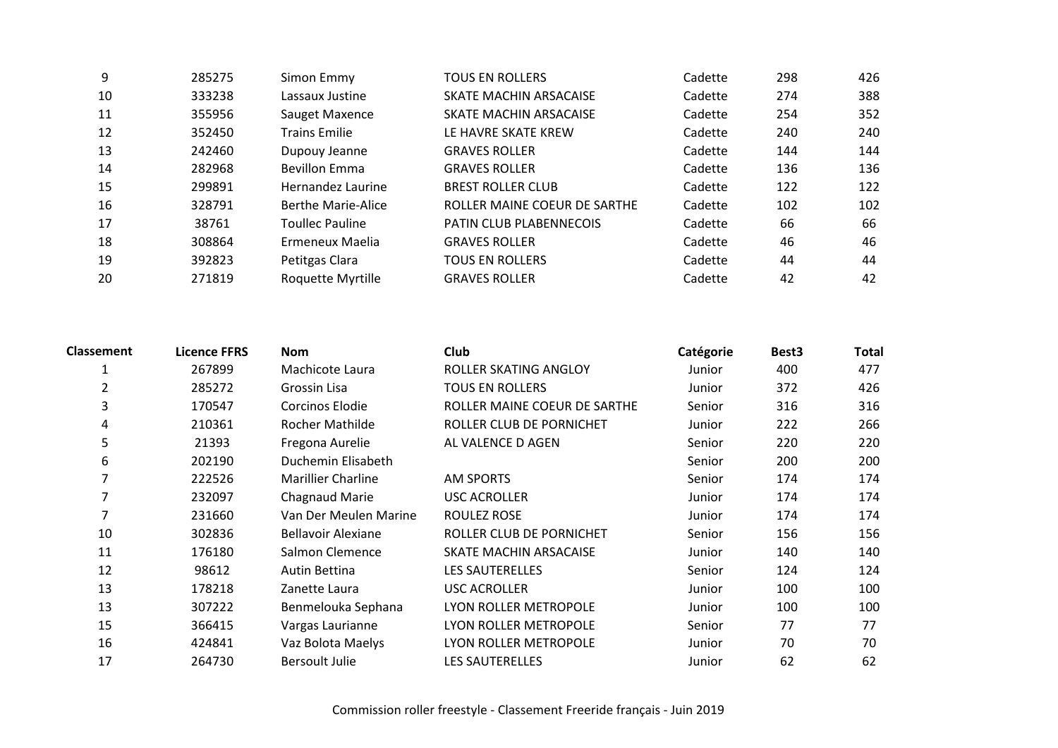| | | | | | | |
|---|---|---|---|---|---|---|
| 9 | 285275 | Simon Emmy | TOUS EN ROLLERS | Cadette | 298 | 426 |
| 10 | 333238 | Lassaux Justine | SKATE MACHIN ARSACAISE | Cadette | 274 | 388 |
| 11 | 355956 | Sauget Maxence | SKATE MACHIN ARSACAISE | Cadette | 254 | 352 |
| 12 | 352450 | Trains Emilie | LE HAVRE SKATE KREW | Cadette | 240 | 240 |
| 13 | 242460 | Dupouy Jeanne | GRAVES ROLLER | Cadette | 144 | 144 |
| 14 | 282968 | Bevillon Emma | GRAVES ROLLER | Cadette | 136 | 136 |
| 15 | 299891 | Hernandez Laurine | BREST ROLLER CLUB | Cadette | 122 | 122 |
| 16 | 328791 | Berthe Marie-Alice | ROLLER MAINE COEUR DE SARTHE | Cadette | 102 | 102 |
| 17 | 38761 | Toullec Pauline | PATIN CLUB PLABENNECOIS | Cadette | 66 | 66 |
| 18 | 308864 | Ermeneux Maelia | GRAVES ROLLER | Cadette | 46 | 46 |
| 19 | 392823 | Petitgas Clara | TOUS EN ROLLERS | Cadette | 44 | 44 |
| 20 | 271819 | Roquette Myrtille | GRAVES ROLLER | Cadette | 42 | 42 |

| Classement | Licence FFRS | Nom | Club | Catégorie | Best3 | Total |
|---|---|---|---|---|---|---|
| 1 | 267899 | Machicote Laura | ROLLER SKATING ANGLOY | Junior | 400 | 477 |
| 2 | 285272 | Grossin Lisa | TOUS EN ROLLERS | Junior | 372 | 426 |
| 3 | 170547 | Corcinos Elodie | ROLLER MAINE COEUR DE SARTHE | Senior | 316 | 316 |
| 4 | 210361 | Rocher Mathilde | ROLLER CLUB DE PORNICHET | Junior | 222 | 266 |
| 5 | 21393 | Fregona Aurelie | AL VALENCE D AGEN | Senior | 220 | 220 |
| 6 | 202190 | Duchemin Elisabeth | | Senior | 200 | 200 |
| 7 | 222526 | Marillier Charline | AM SPORTS | Senior | 174 | 174 |
| 7 | 232097 | Chagnaud Marie | USC ACROLLER | Junior | 174 | 174 |
| 7 | 231660 | Van Der Meulen Marine | ROULEZ ROSE | Junior | 174 | 174 |
| 10 | 302836 | Bellavoir Alexiane | ROLLER CLUB DE PORNICHET | Senior | 156 | 156 |
| 11 | 176180 | Salmon Clemence | SKATE MACHIN ARSACAISE | Junior | 140 | 140 |
| 12 | 98612 | Autin Bettina | LES SAUTERELLES | Senior | 124 | 124 |
| 13 | 178218 | Zanette Laura | USC ACROLLER | Junior | 100 | 100 |
| 13 | 307222 | Benmelouka Sephana | LYON ROLLER METROPOLE | Junior | 100 | 100 |
| 15 | 366415 | Vargas Laurianne | LYON ROLLER METROPOLE | Senior | 77 | 77 |
| 16 | 424841 | Vaz Bolota Maelys | LYON ROLLER METROPOLE | Junior | 70 | 70 |
| 17 | 264730 | Bersoult Julie | LES SAUTERELLES | Junior | 62 | 62 |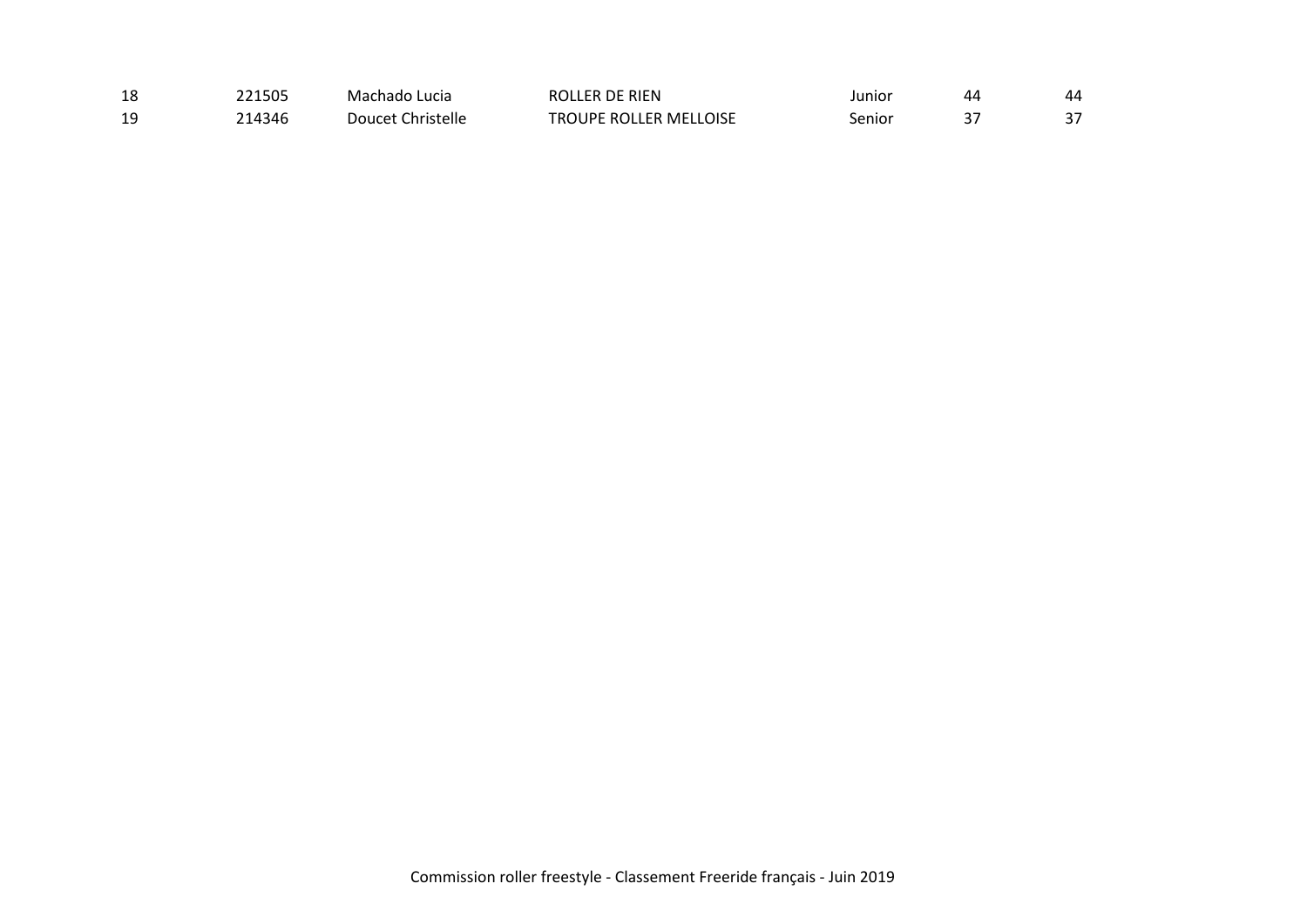| | | | | | | |
|---|---|---|---|---|---|---|
| 18 | 221505 | Machado Lucia | ROLLER DE RIEN | Junior | 44 | 44 |
| 19 | 214346 | Doucet Christelle | TROUPE ROLLER MELLOISE | Senior | 37 | 37 |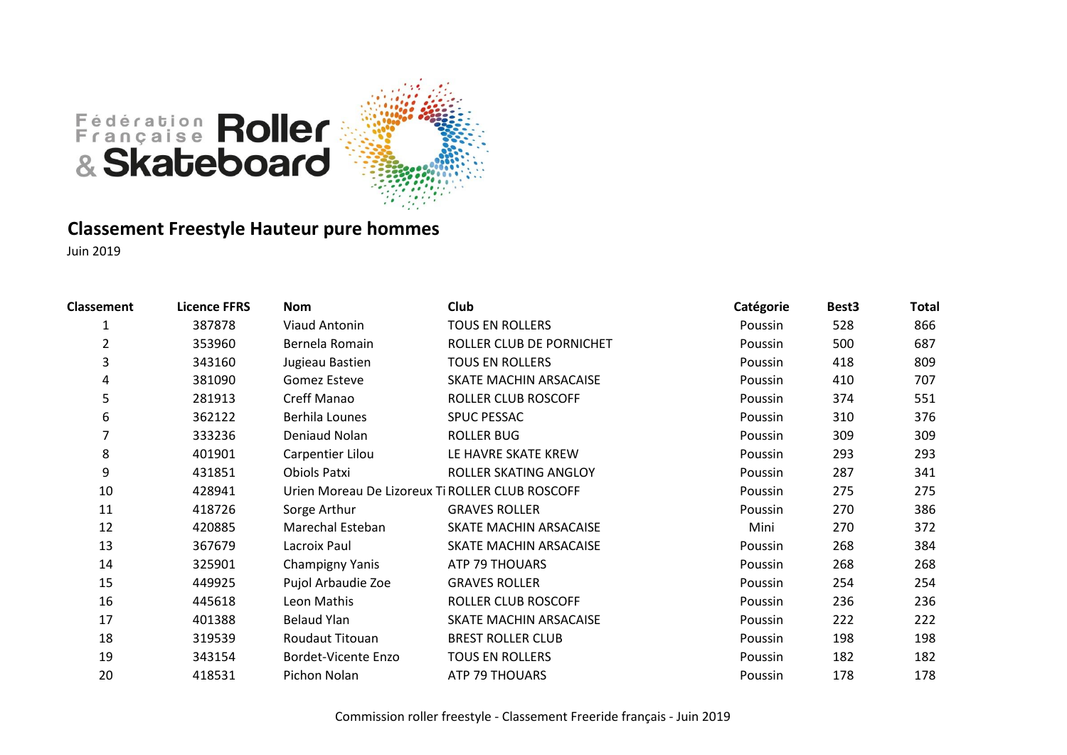Fédération Française Roller & Skateboard

## Classement Freestyle Hauteur pure hommes

Juin 2019

| Classement | Licence FFRS | Nom | Club | Catégorie | Best3 | Total |
|---|---|---|---|---|---|---|
| 1 | 387878 | Viaud Antonin | TOUS EN ROLLERS | Poussin | 528 | 866 |
| 2 | 353960 | Bernela Romain | ROLLER CLUB DE PORNICHET | Poussin | 500 | 687 |
| 3 | 343160 | Jugieau Bastien | TOUS EN ROLLERS | Poussin | 418 | 809 |
| 4 | 381090 | Gomez Esteve | SKATE MACHIN ARSACAISE | Poussin | 410 | 707 |
| 5 | 281913 | Creff Manao | ROLLER CLUB ROSCOFF | Poussin | 374 | 551 |
| 6 | 362122 | Berhila Lounes | SPUC PESSAC | Poussin | 310 | 376 |
| 7 | 333236 | Deniaud Nolan | ROLLER BUG | Poussin | 309 | 309 |
| 8 | 401901 | Carpentier Lilou | LE HAVRE SKATE KREW | Poussin | 293 | 293 |
| 9 | 431851 | Obiols Patxi | ROLLER SKATING ANGLOY | Poussin | 287 | 341 |
| 10 | 428941 | Urien Moreau De Lizoreux Ti | ROLLER CLUB ROSCOFF | Poussin | 275 | 275 |
| 11 | 418726 | Sorge Arthur | GRAVES ROLLER | Poussin | 270 | 386 |
| 12 | 420885 | Marechal Esteban | SKATE MACHIN ARSACAISE | Mini | 270 | 372 |
| 13 | 367679 | Lacroix Paul | SKATE MACHIN ARSACAISE | Poussin | 268 | 384 |
| 14 | 325901 | Champigny Yanis | ATP 79 THOUARS | Poussin | 268 | 268 |
| 15 | 449925 | Pujol Arbaudie Zoe | GRAVES ROLLER | Poussin | 254 | 254 |
| 16 | 445618 | Leon Mathis | ROLLER CLUB ROSCOFF | Poussin | 236 | 236 |
| 17 | 401388 | Belaud Ylan | SKATE MACHIN ARSACAISE | Poussin | 222 | 222 |
| 18 | 319539 | Roudaut Titouan | BREST ROLLER CLUB | Poussin | 198 | 198 |
| 19 | 343154 | Bordet-Vicente Enzo | TOUS EN ROLLERS | Poussin | 182 | 182 |
| 20 | 418531 | Pichon Nolan | ATP 79 THOUARS | Poussin | 178 | 178 |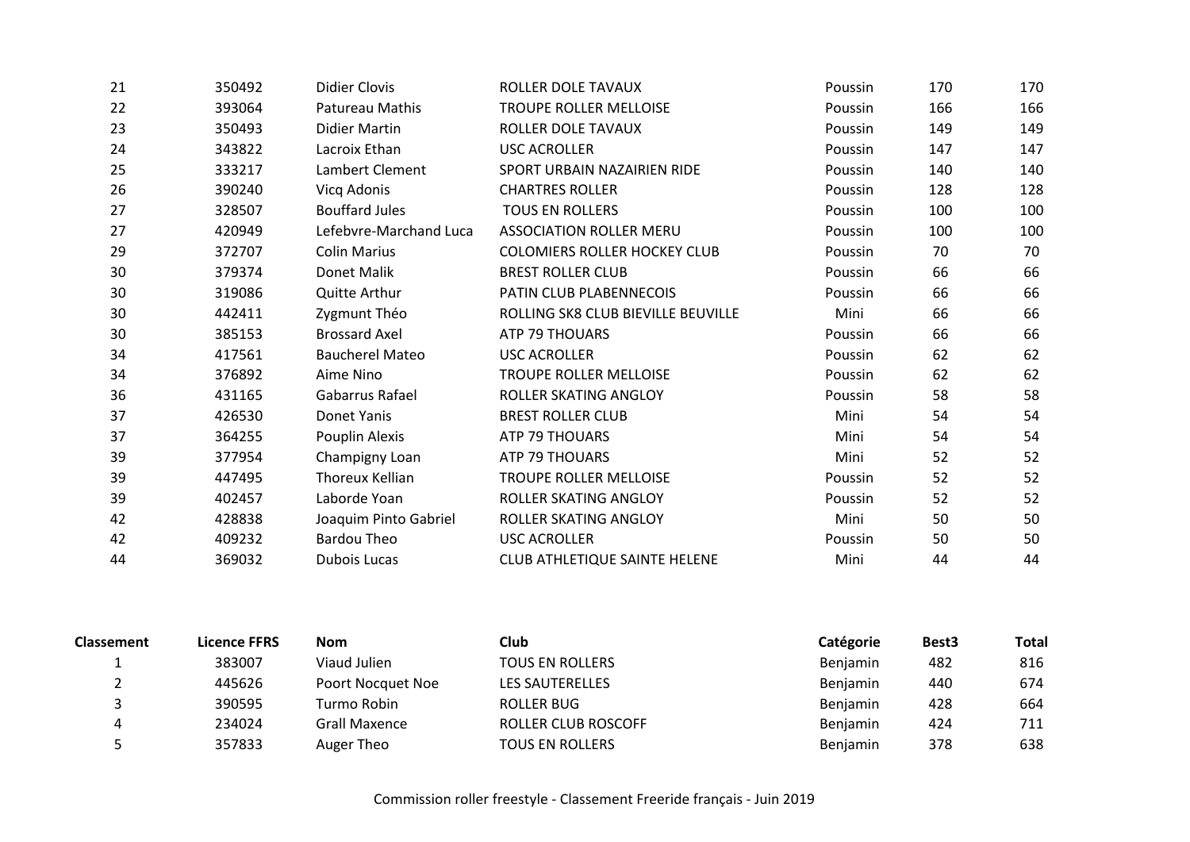| | | | | | | |
|---|---|---|---|---|---|---|
| 21 | 350492 | Didier Clovis | ROLLER DOLE TAVAUX | Poussin | 170 | 170 |
| 22 | 393064 | Patureau Mathis | TROUPE ROLLER MELLOISE | Poussin | 166 | 166 |
| 23 | 350493 | Didier Martin | ROLLER DOLE TAVAUX | Poussin | 149 | 149 |
| 24 | 343822 | Lacroix Ethan | USC ACROLLER | Poussin | 147 | 147 |
| 25 | 333217 | Lambert Clement | SPORT URBAIN NAZAIRIEN RIDE | Poussin | 140 | 140 |
| 26 | 390240 | Vicq Adonis | CHARTRES ROLLER | Poussin | 128 | 128 |
| 27 | 328507 | Bouffard Jules | TOUS EN ROLLERS | Poussin | 100 | 100 |
| 27 | 420949 | Lefebvre-Marchand Luca | ASSOCIATION ROLLER MERU | Poussin | 100 | 100 |
| 29 | 372707 | Colin Marius | COLOMIERS ROLLER HOCKEY CLUB | Poussin | 70 | 70 |
| 30 | 379374 | Donet Malik | BREST ROLLER CLUB | Poussin | 66 | 66 |
| 30 | 319086 | Quitte Arthur | PATIN CLUB PLABENNECOIS | Poussin | 66 | 66 |
| 30 | 442411 | Zygmunt Théo | ROLLING SK8 CLUB BIEVILLE BEUVILLE | Mini | 66 | 66 |
| 30 | 385153 | Brossard Axel | ATP 79 THOUARS | Poussin | 66 | 66 |
| 34 | 417561 | Baucherel Mateo | USC ACROLLER | Poussin | 62 | 62 |
| 34 | 376892 | Aime Nino | TROUPE ROLLER MELLOISE | Poussin | 62 | 62 |
| 36 | 431165 | Gabarrus Rafael | ROLLER SKATING ANGLOY | Poussin | 58 | 58 |
| 37 | 426530 | Donet Yanis | BREST ROLLER CLUB | Mini | 54 | 54 |
| 37 | 364255 | Pouplin Alexis | ATP 79 THOUARS | Mini | 54 | 54 |
| 39 | 377954 | Champigny Loan | ATP 79 THOUARS | Mini | 52 | 52 |
| 39 | 447495 | Thoreux Kellian | TROUPE ROLLER MELLOISE | Poussin | 52 | 52 |
| 39 | 402457 | Laborde Yoan | ROLLER SKATING ANGLOY | Poussin | 52 | 52 |
| 42 | 428838 | Joaquim Pinto Gabriel | ROLLER SKATING ANGLOY | Mini | 50 | 50 |
| 42 | 409232 | Bardou Theo | USC ACROLLER | Poussin | 50 | 50 |
| 44 | 369032 | Dubois Lucas | CLUB ATHLETIQUE SAINTE HELENE | Mini | 44 | 44 |

| Classement | Licence FFRS | Nom | Club | Catégorie | Best3 | Total |
|---|---|---|---|---|---|---|
| 1 | 383007 | Viaud Julien | TOUS EN ROLLERS | Benjamin | 482 | 816 |
| 2 | 445626 | Poort Nocquet Noe | LES SAUTERELLES | Benjamin | 440 | 674 |
| 3 | 390595 | Turmo Robin | ROLLER BUG | Benjamin | 428 | 664 |
| 4 | 234024 | Grall Maxence | ROLLER CLUB ROSCOFF | Benjamin | 424 | 711 |
| 5 | 357833 | Auger Theo | TOUS EN ROLLERS | Benjamin | 378 | 638 |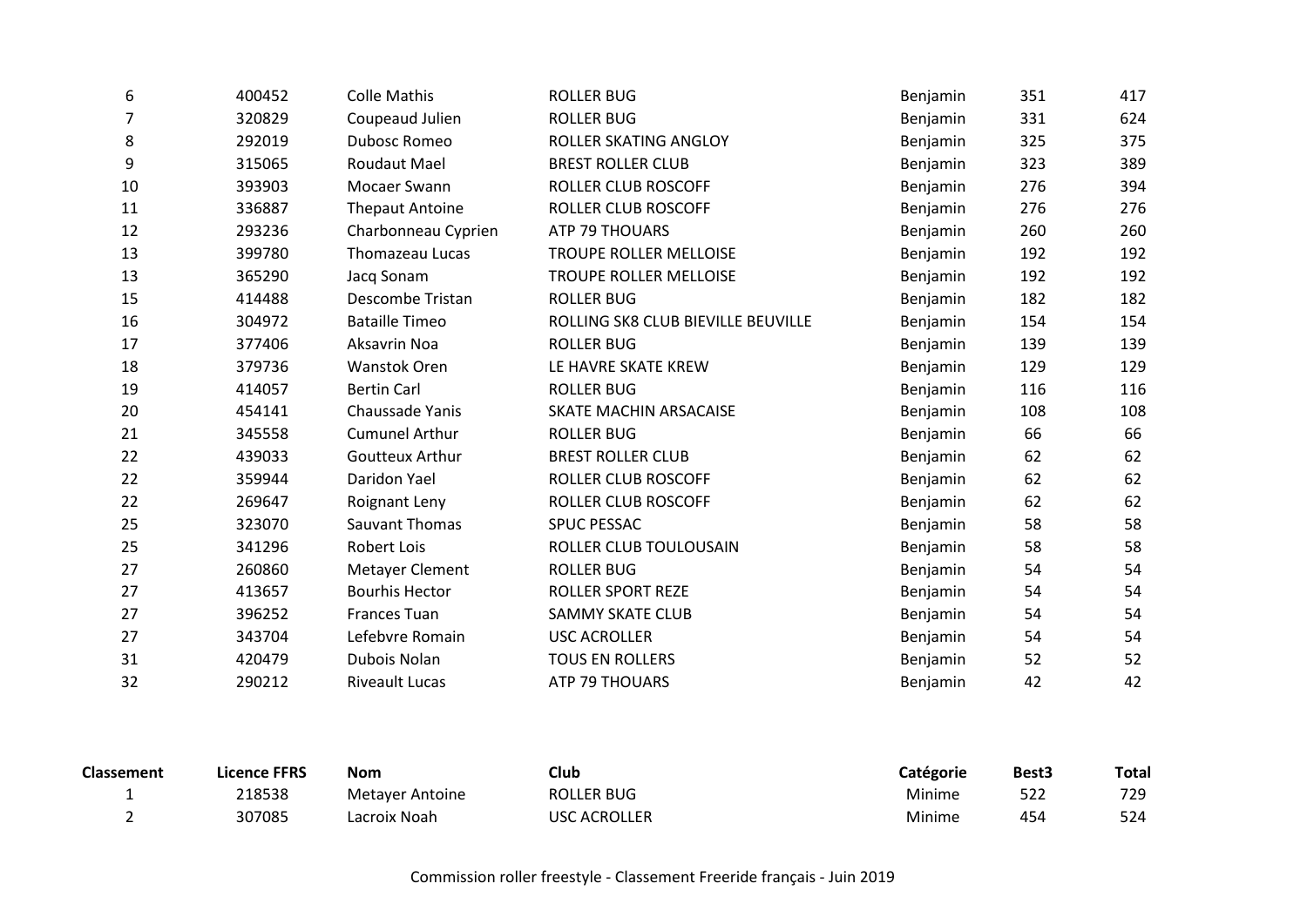| | | | | | | |
|---|---|---|---|---|---|---|
| 6 | 400452 | Colle Mathis | ROLLER BUG | Benjamin | 351 | 417 |
| 7 | 320829 | Coupeaud Julien | ROLLER BUG | Benjamin | 331 | 624 |
| 8 | 292019 | Dubosc Romeo | ROLLER SKATING ANGLOY | Benjamin | 325 | 375 |
| 9 | 315065 | Roudaut Mael | BREST ROLLER CLUB | Benjamin | 323 | 389 |
| 10 | 393903 | Mocaer Swann | ROLLER CLUB ROSCOFF | Benjamin | 276 | 394 |
| 11 | 336887 | Thepaut Antoine | ROLLER CLUB ROSCOFF | Benjamin | 276 | 276 |
| 12 | 293236 | Charbonneau Cyprien | ATP 79 THOUARS | Benjamin | 260 | 260 |
| 13 | 399780 | Thomazeau Lucas | TROUPE ROLLER MELLOISE | Benjamin | 192 | 192 |
| 13 | 365290 | Jacq Sonam | TROUPE ROLLER MELLOISE | Benjamin | 192 | 192 |
| 15 | 414488 | Descombe Tristan | ROLLER BUG | Benjamin | 182 | 182 |
| 16 | 304972 | Bataille Timeo | ROLLING SK8 CLUB BIEVILLE BEUVILLE | Benjamin | 154 | 154 |
| 17 | 377406 | Aksavrin Noa | ROLLER BUG | Benjamin | 139 | 139 |
| 18 | 379736 | Wanstok Oren | LE HAVRE SKATE KREW | Benjamin | 129 | 129 |
| 19 | 414057 | Bertin Carl | ROLLER BUG | Benjamin | 116 | 116 |
| 20 | 454141 | Chaussade Yanis | SKATE MACHIN ARSACAISE | Benjamin | 108 | 108 |
| 21 | 345558 | Cumunel Arthur | ROLLER BUG | Benjamin | 66 | 66 |
| 22 | 439033 | Goutteux Arthur | BREST ROLLER CLUB | Benjamin | 62 | 62 |
| 22 | 359944 | Daridon Yael | ROLLER CLUB ROSCOFF | Benjamin | 62 | 62 |
| 22 | 269647 | Roignant Leny | ROLLER CLUB ROSCOFF | Benjamin | 62 | 62 |
| 25 | 323070 | Sauvant Thomas | SPUC PESSAC | Benjamin | 58 | 58 |
| 25 | 341296 | Robert Lois | ROLLER CLUB TOULOUSAIN | Benjamin | 58 | 58 |
| 27 | 260860 | Metayer Clement | ROLLER BUG | Benjamin | 54 | 54 |
| 27 | 413657 | Bourhis Hector | ROLLER SPORT REZE | Benjamin | 54 | 54 |
| 27 | 396252 | Frances Tuan | SAMMY SKATE CLUB | Benjamin | 54 | 54 |
| 27 | 343704 | Lefebvre Romain | USC ACROLLER | Benjamin | 54 | 54 |
| 31 | 420479 | Dubois Nolan | TOUS EN ROLLERS | Benjamin | 52 | 52 |
| 32 | 290212 | Riveault Lucas | ATP 79 THOUARS | Benjamin | 42 | 42 |

| Classement | Licence FFRS | Nom | Club | Catégorie | Best3 | Total |
|---|---|---|---|---|---|---|
| 1 | 218538 | Metayer Antoine | ROLLER BUG | Minime | 522 | 729 |
| 2 | 307085 | Lacroix Noah | USC ACROLLER | Minime | 454 | 524 |

Commission roller freestyle - Classement Freeride français - Juin 2019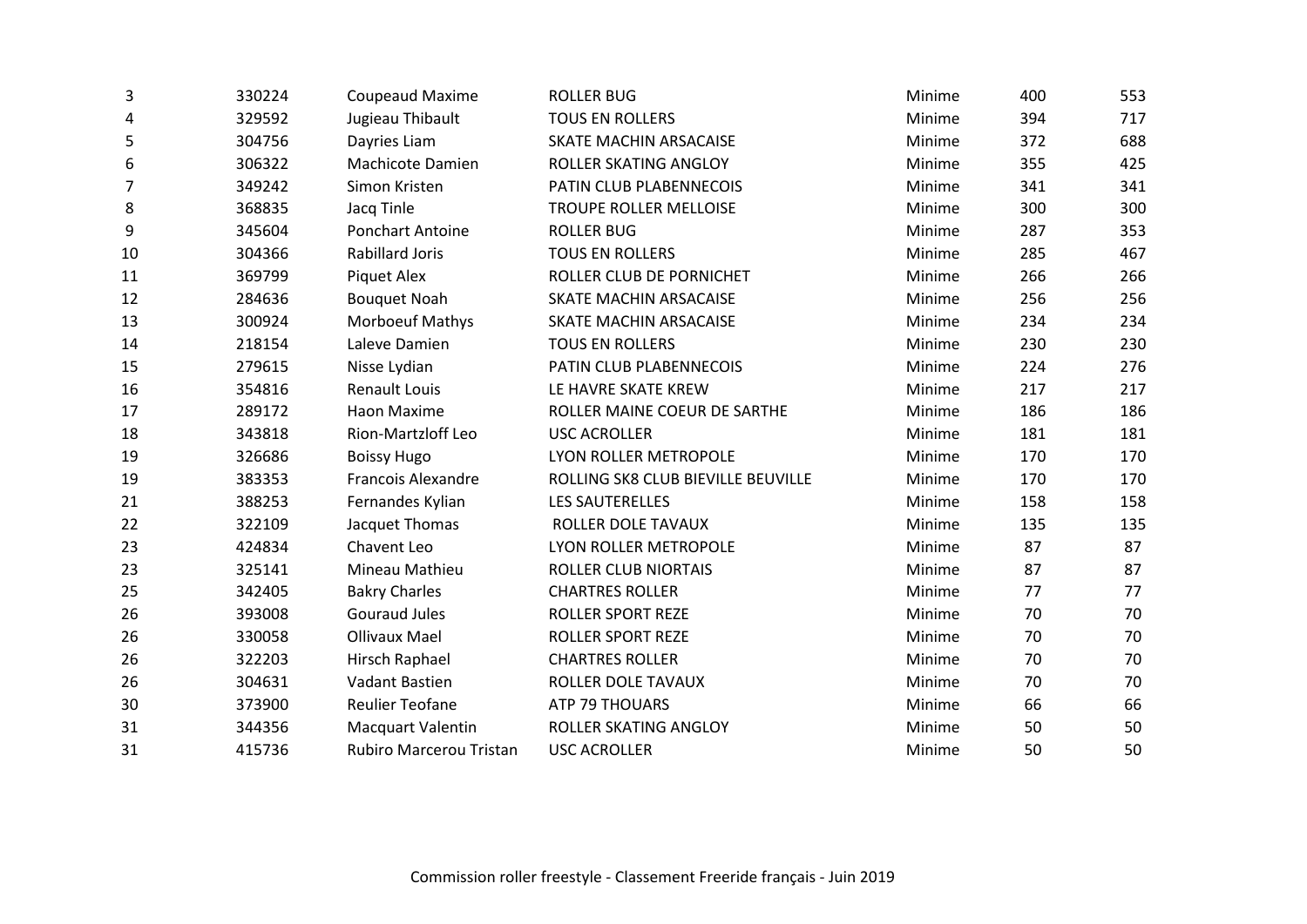| | | | | | | |
|---|---|---|---|---|---|---|
| 3 | 330224 | Coupeaud Maxime | ROLLER BUG | Minime | 400 | 553 |
| 4 | 329592 | Jugieau Thibault | TOUS EN ROLLERS | Minime | 394 | 717 |
| 5 | 304756 | Dayries Liam | SKATE MACHIN ARSACAISE | Minime | 372 | 688 |
| 6 | 306322 | Machicote Damien | ROLLER SKATING ANGLOY | Minime | 355 | 425 |
| 7 | 349242 | Simon Kristen | PATIN CLUB PLABENNECOIS | Minime | 341 | 341 |
| 8 | 368835 | Jacq Tinle | TROUPE ROLLER MELLOISE | Minime | 300 | 300 |
| 9 | 345604 | Ponchart Antoine | ROLLER BUG | Minime | 287 | 353 |
| 10 | 304366 | Rabillard Joris | TOUS EN ROLLERS | Minime | 285 | 467 |
| 11 | 369799 | Piquet Alex | ROLLER CLUB DE PORNICHET | Minime | 266 | 266 |
| 12 | 284636 | Bouquet Noah | SKATE MACHIN ARSACAISE | Minime | 256 | 256 |
| 13 | 300924 | Morboeuf Mathys | SKATE MACHIN ARSACAISE | Minime | 234 | 234 |
| 14 | 218154 | Laleve Damien | TOUS EN ROLLERS | Minime | 230 | 230 |
| 15 | 279615 | Nisse Lydian | PATIN CLUB PLABENNECOIS | Minime | 224 | 276 |
| 16 | 354816 | Renault Louis | LE HAVRE SKATE KREW | Minime | 217 | 217 |
| 17 | 289172 | Haon Maxime | ROLLER MAINE COEUR DE SARTHE | Minime | 186 | 186 |
| 18 | 343818 | Rion-Martzloff Leo | USC ACROLLER | Minime | 181 | 181 |
| 19 | 326686 | Boissy Hugo | LYON ROLLER METROPOLE | Minime | 170 | 170 |
| 19 | 383353 | Francois Alexandre | ROLLING SK8 CLUB BIEVILLE BEUVILLE | Minime | 170 | 170 |
| 21 | 388253 | Fernandes Kylian | LES SAUTERELLES | Minime | 158 | 158 |
| 22 | 322109 | Jacquet Thomas | ROLLER DOLE TAVAUX | Minime | 135 | 135 |
| 23 | 424834 | Chavent Leo | LYON ROLLER METROPOLE | Minime | 87 | 87 |
| 23 | 325141 | Mineau Mathieu | ROLLER CLUB NIORTAIS | Minime | 87 | 87 |
| 25 | 342405 | Bakry Charles | CHARTRES ROLLER | Minime | 77 | 77 |
| 26 | 393008 | Gouraud Jules | ROLLER SPORT REZE | Minime | 70 | 70 |
| 26 | 330058 | Ollivaux Mael | ROLLER SPORT REZE | Minime | 70 | 70 |
| 26 | 322203 | Hirsch Raphael | CHARTRES ROLLER | Minime | 70 | 70 |
| 26 | 304631 | Vadant Bastien | ROLLER DOLE TAVAUX | Minime | 70 | 70 |
| 30 | 373900 | Reulier Teofane | ATP 79 THOUARS | Minime | 66 | 66 |
| 31 | 344356 | Macquart Valentin | ROLLER SKATING ANGLOY | Minime | 50 | 50 |
| 31 | 415736 | Rubiro Marcerou Tristan | USC ACROLLER | Minime | 50 | 50 |

Commission roller freestyle - Classement Freeride français - Juin 2019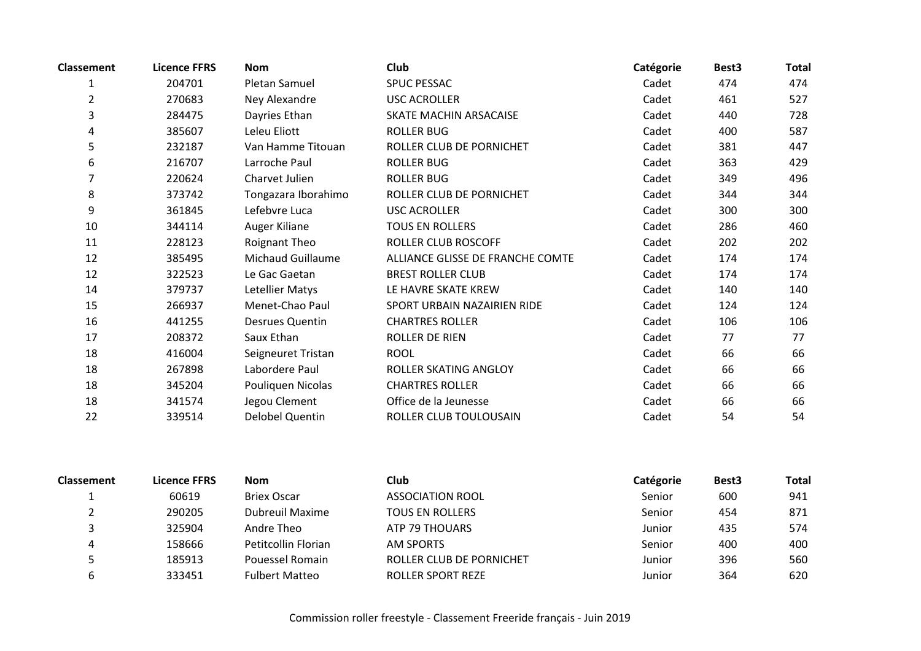| Classement | Licence FFRS | Nom | Club | Catégorie | Best3 | Total |
|---|---|---|---|---|---|---|
| 1 | 204701 | Pletan Samuel | SPUC PESSAC | Cadet | 474 | 474 |
| 2 | 270683 | Ney Alexandre | USC ACROLLER | Cadet | 461 | 527 |
| 3 | 284475 | Dayries Ethan | SKATE MACHIN ARSACAISE | Cadet | 440 | 728 |
| 4 | 385607 | Leleu Eliott | ROLLER BUG | Cadet | 400 | 587 |
| 5 | 232187 | Van Hamme Titouan | ROLLER CLUB DE PORNICHET | Cadet | 381 | 447 |
| 6 | 216707 | Larroche Paul | ROLLER BUG | Cadet | 363 | 429 |
| 7 | 220624 | Charvet Julien | ROLLER BUG | Cadet | 349 | 496 |
| 8 | 373742 | Tongazara Iborahimo | ROLLER CLUB DE PORNICHET | Cadet | 344 | 344 |
| 9 | 361845 | Lefebvre Luca | USC ACROLLER | Cadet | 300 | 300 |
| 10 | 344114 | Auger Kiliane | TOUS EN ROLLERS | Cadet | 286 | 460 |
| 11 | 228123 | Roignant Theo | ROLLER CLUB ROSCOFF | Cadet | 202 | 202 |
| 12 | 385495 | Michaud Guillaume | ALLIANCE GLISSE DE FRANCHE COMTE | Cadet | 174 | 174 |
| 12 | 322523 | Le Gac Gaetan | BREST ROLLER CLUB | Cadet | 174 | 174 |
| 14 | 379737 | Letellier Matys | LE HAVRE SKATE KREW | Cadet | 140 | 140 |
| 15 | 266937 | Menet-Chao Paul | SPORT URBAIN NAZAIRIEN RIDE | Cadet | 124 | 124 |
| 16 | 441255 | Desrues Quentin | CHARTRES ROLLER | Cadet | 106 | 106 |
| 17 | 208372 | Saux Ethan | ROLLER DE RIEN | Cadet | 77 | 77 |
| 18 | 416004 | Seigneuret Tristan | ROOL | Cadet | 66 | 66 |
| 18 | 267898 | Labordere Paul | ROLLER SKATING ANGLOY | Cadet | 66 | 66 |
| 18 | 345204 | Pouliquen Nicolas | CHARTRES ROLLER | Cadet | 66 | 66 |
| 18 | 341574 | Jegou Clement | Office de la Jeunesse | Cadet | 66 | 66 |
| 22 | 339514 | Delobel Quentin | ROLLER CLUB TOULOUSAIN | Cadet | 54 | 54 |

| Classement | Licence FFRS | Nom | Club | Catégorie | Best3 | Total |
|---|---|---|---|---|---|---|
| 1 | 60619 | Briex Oscar | ASSOCIATION ROOL | Senior | 600 | 941 |
| 2 | 290205 | Dubreuil Maxime | TOUS EN ROLLERS | Senior | 454 | 871 |
| 3 | 325904 | Andre Theo | ATP 79 THOUARS | Junior | 435 | 574 |
| 4 | 158666 | Petitcollin Florian | AM SPORTS | Senior | 400 | 400 |
| 5 | 185913 | Pouessel Romain | ROLLER CLUB DE PORNICHET | Junior | 396 | 560 |
| 6 | 333451 | Fulbert Matteo | ROLLER SPORT REZE | Junior | 364 | 620 |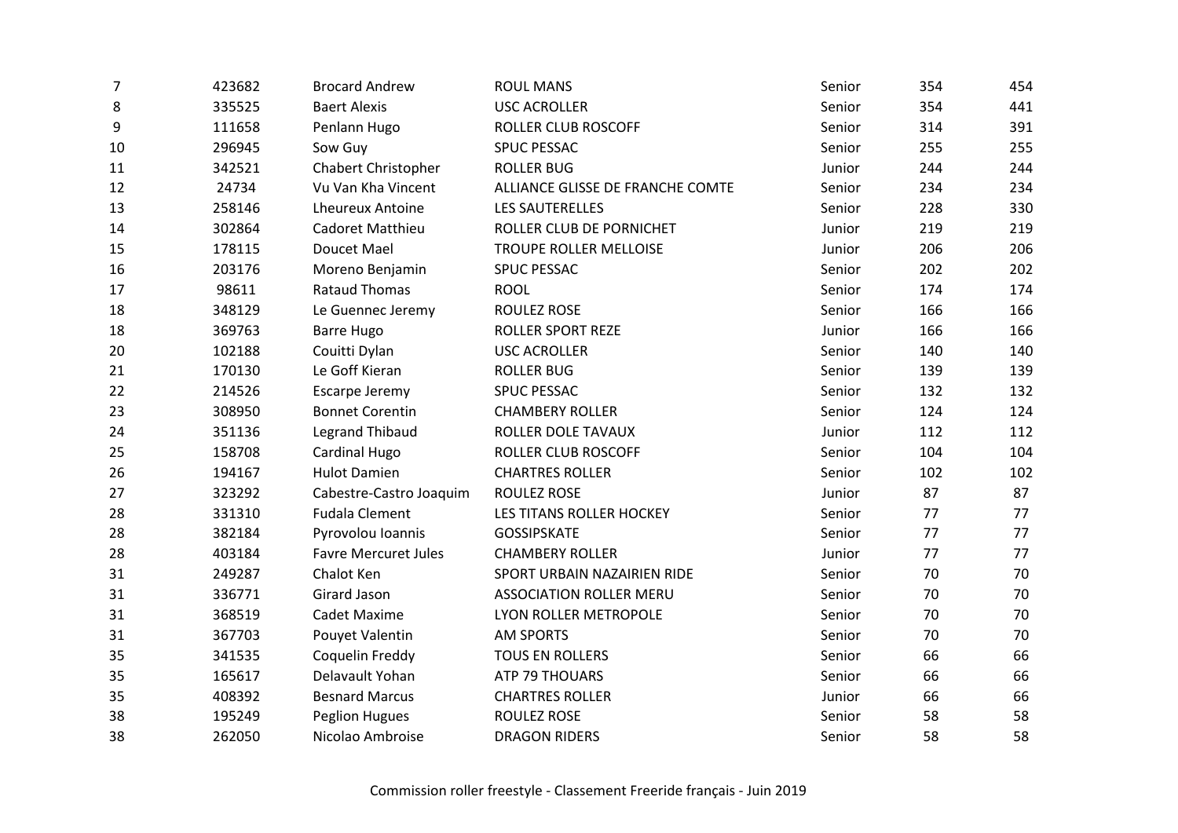| | | | | | | |
|---|---|---|---|---|---|---|
| 7 | 423682 | Brocard Andrew | ROUL MANS | Senior | 354 | 454 |
| 8 | 335525 | Baert Alexis | USC ACROLLER | Senior | 354 | 441 |
| 9 | 111658 | Penlann Hugo | ROLLER CLUB ROSCOFF | Senior | 314 | 391 |
| 10 | 296945 | Sow Guy | SPUC PESSAC | Senior | 255 | 255 |
| 11 | 342521 | Chabert Christopher | ROLLER BUG | Junior | 244 | 244 |
| 12 | 24734 | Vu Van Kha Vincent | ALLIANCE GLISSE DE FRANCHE COMTE | Senior | 234 | 234 |
| 13 | 258146 | Lheureux Antoine | LES SAUTERELLES | Senior | 228 | 330 |
| 14 | 302864 | Cadoret Matthieu | ROLLER CLUB DE PORNICHET | Junior | 219 | 219 |
| 15 | 178115 | Doucet Mael | TROUPE ROLLER MELLOISE | Junior | 206 | 206 |
| 16 | 203176 | Moreno Benjamin | SPUC PESSAC | Senior | 202 | 202 |
| 17 | 98611 | Rataud Thomas | ROOL | Senior | 174 | 174 |
| 18 | 348129 | Le Guennec Jeremy | ROULEZ ROSE | Senior | 166 | 166 |
| 18 | 369763 | Barre Hugo | ROLLER SPORT REZE | Junior | 166 | 166 |
| 20 | 102188 | Couitti Dylan | USC ACROLLER | Senior | 140 | 140 |
| 21 | 170130 | Le Goff Kieran | ROLLER BUG | Senior | 139 | 139 |
| 22 | 214526 | Escarpe Jeremy | SPUC PESSAC | Senior | 132 | 132 |
| 23 | 308950 | Bonnet Corentin | CHAMBERY ROLLER | Senior | 124 | 124 |
| 24 | 351136 | Legrand Thibaud | ROLLER DOLE TAVAUX | Junior | 112 | 112 |
| 25 | 158708 | Cardinal Hugo | ROLLER CLUB ROSCOFF | Senior | 104 | 104 |
| 26 | 194167 | Hulot Damien | CHARTRES ROLLER | Senior | 102 | 102 |
| 27 | 323292 | Cabestre-Castro Joaquim | ROULEZ ROSE | Junior | 87 | 87 |
| 28 | 331310 | Fudala Clement | LES TITANS ROLLER HOCKEY | Senior | 77 | 77 |
| 28 | 382184 | Pyrovolou Ioannis | GOSSIPSKATE | Senior | 77 | 77 |
| 28 | 403184 | Favre Mercuret Jules | CHAMBERY ROLLER | Junior | 77 | 77 |
| 31 | 249287 | Chalot Ken | SPORT URBAIN NAZAIRIEN RIDE | Senior | 70 | 70 |
| 31 | 336771 | Girard Jason | ASSOCIATION ROLLER MERU | Senior | 70 | 70 |
| 31 | 368519 | Cadet Maxime | LYON ROLLER METROPOLE | Senior | 70 | 70 |
| 31 | 367703 | Pouyet Valentin | AM SPORTS | Senior | 70 | 70 |
| 35 | 341535 | Coquelin Freddy | TOUS EN ROLLERS | Senior | 66 | 66 |
| 35 | 165617 | Delavault Yohan | ATP 79 THOUARS | Senior | 66 | 66 |
| 35 | 408392 | Besnard Marcus | CHARTRES ROLLER | Junior | 66 | 66 |
| 38 | 195249 | Peglion Hugues | ROULEZ ROSE | Senior | 58 | 58 |
| 38 | 262050 | Nicolao Ambroise | DRAGON RIDERS | Senior | 58 | 58 |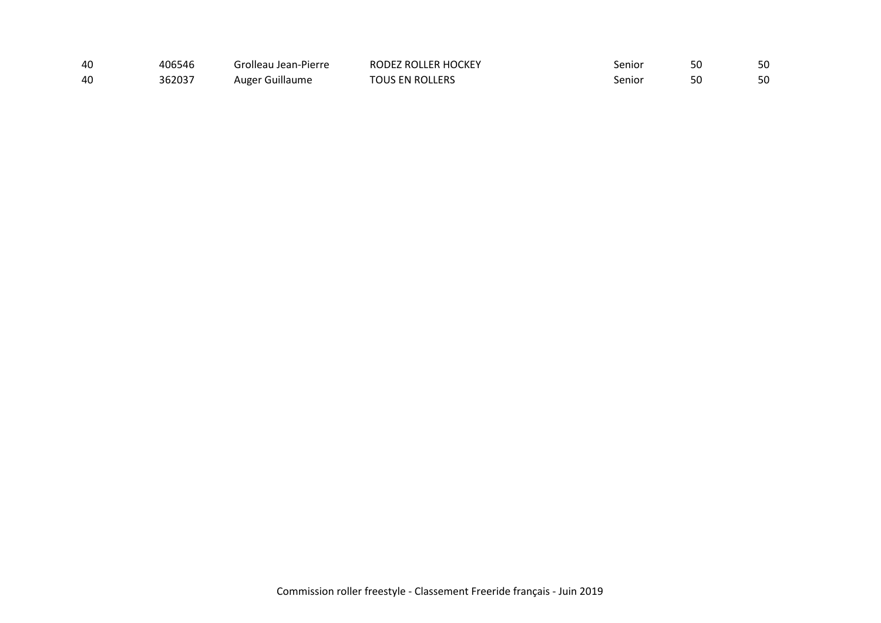| | | | | | | |
|---|---|---|---|---|---|---|
| 40 | 406546 | Grolleau Jean-Pierre | RODEZ ROLLER HOCKEY | Senior | 50 | 50 |
| 40 | 362037 | Auger Guillaume | TOUS EN ROLLERS | Senior | 50 | 50 |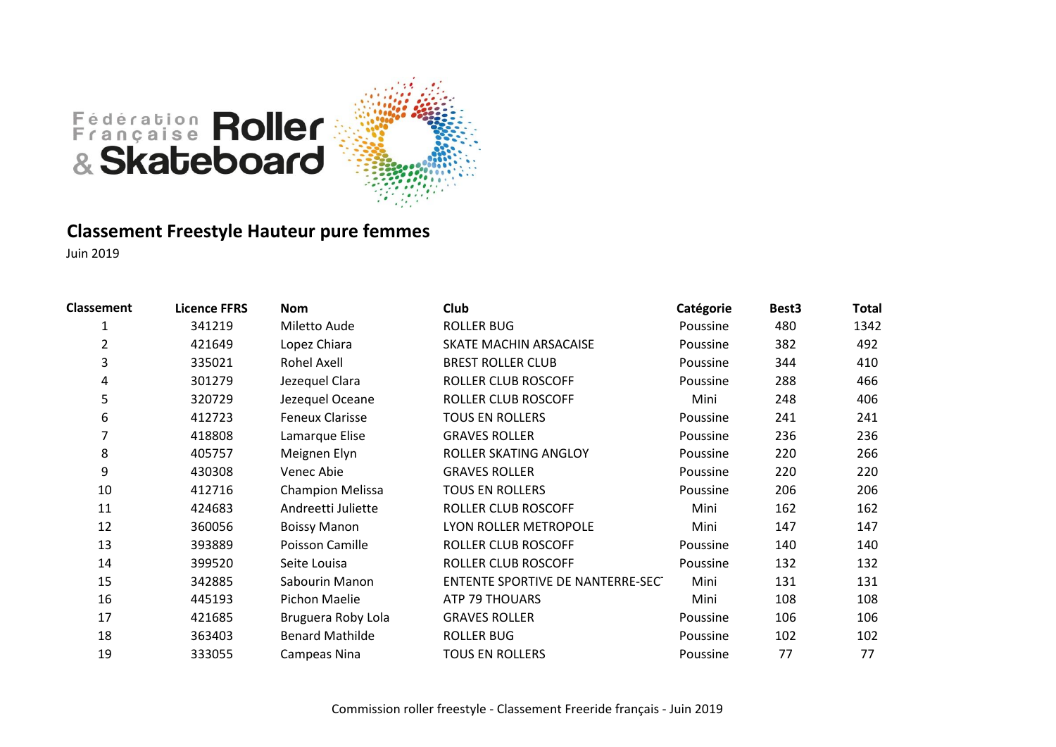## Classement Freestyle Hauteur pure femmes

Juin 2019

| Classement | Licence FFRS | Nom | Club | Catégorie | Best3 | Total |
|---|---|---|---|---|---|---|
| 1 | 341219 | Miletto Aude | ROLLER BUG | Poussine | 480 | 1342 |
| 2 | 421649 | Lopez Chiara | SKATE MACHIN ARSACAISE | Poussine | 382 | 492 |
| 3 | 335021 | Rohel Axell | BREST ROLLER CLUB | Poussine | 344 | 410 |
| 4 | 301279 | Jezequel Clara | ROLLER CLUB ROSCOFF | Poussine | 288 | 466 |
| 5 | 320729 | Jezequel Oceane | ROLLER CLUB ROSCOFF | Mini | 248 | 406 |
| 6 | 412723 | Feneux Clarisse | TOUS EN ROLLERS | Poussine | 241 | 241 |
| 7 | 418808 | Lamarque Elise | GRAVES ROLLER | Poussine | 236 | 236 |
| 8 | 405757 | Meignen Elyn | ROLLER SKATING ANGLOY | Poussine | 220 | 266 |
| 9 | 430308 | Venec Abie | GRAVES ROLLER | Poussine | 220 | 220 |
| 10 | 412716 | Champion Melissa | TOUS EN ROLLERS | Poussine | 206 | 206 |
| 11 | 424683 | Andreetti Juliette | ROLLER CLUB ROSCOFF | Mini | 162 | 162 |
| 12 | 360056 | Boissy Manon | LYON ROLLER METROPOLE | Mini | 147 | 147 |
| 13 | 393889 | Poisson Camille | ROLLER CLUB ROSCOFF | Poussine | 140 | 140 |
| 14 | 399520 | Seite Louisa | ROLLER CLUB ROSCOFF | Poussine | 132 | 132 |
| 15 | 342885 | Sabourin Manon | ENTENTE SPORTIVE DE NANTERRE-SEC | Mini | 131 | 131 |
| 16 | 445193 | Pichon Maelie | ATP 79 THOUARS | Mini | 108 | 108 |
| 17 | 421685 | Bruguera Roby Lola | GRAVES ROLLER | Poussine | 106 | 106 |
| 18 | 363403 | Benard Mathilde | ROLLER BUG | Poussine | 102 | 102 |
| 19 | 333055 | Campeas Nina | TOUS EN ROLLERS | Poussine | 77 | 77 |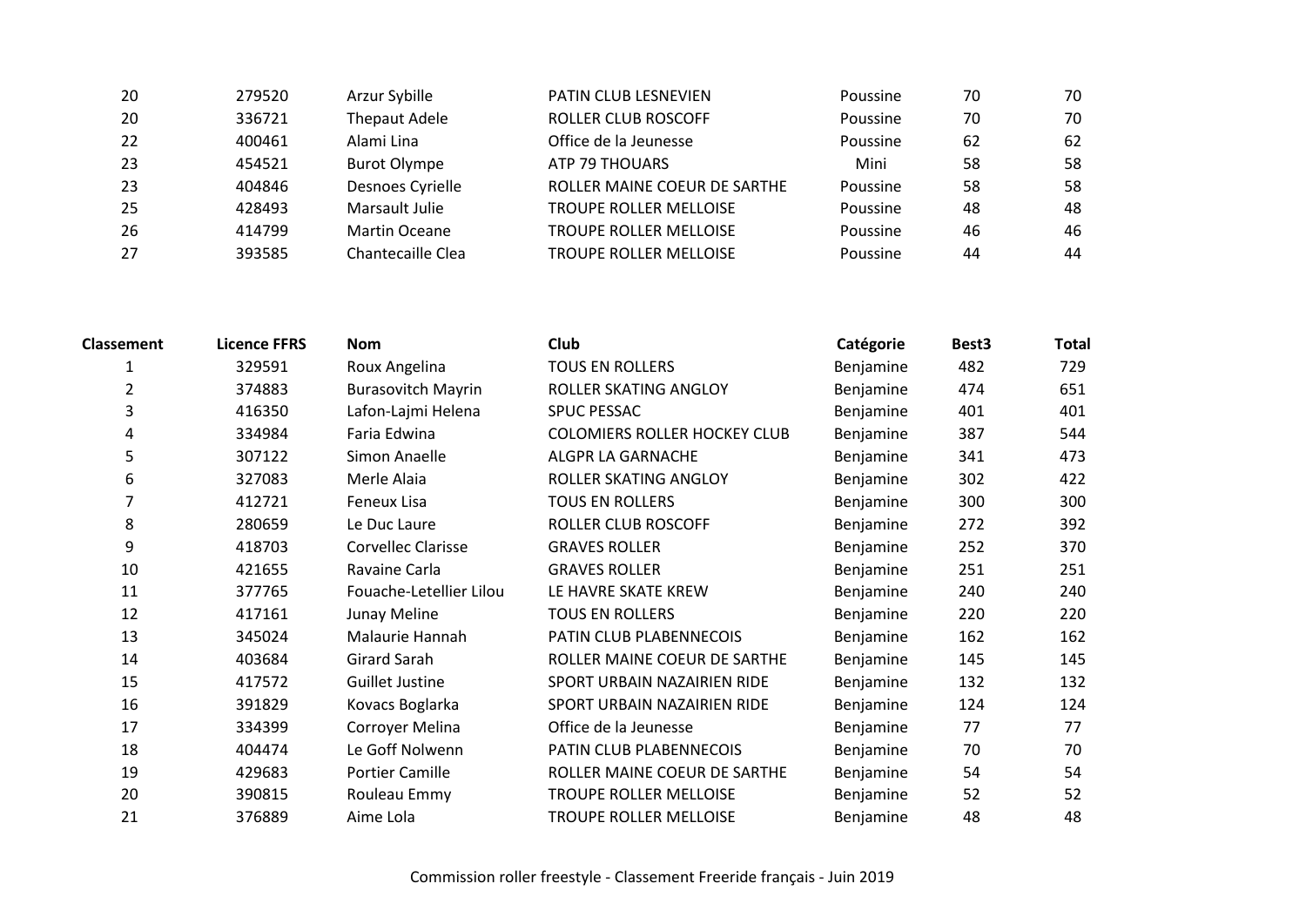| | | | | | | |
|---|---|---|---|---|---|---|
| 20 | 279520 | Arzur Sybille | PATIN CLUB LESNEVIEN | Poussine | 70 | 70 |
| 20 | 336721 | Thepaut Adele | ROLLER CLUB ROSCOFF | Poussine | 70 | 70 |
| 22 | 400461 | Alami Lina | Office de la Jeunesse | Poussine | 62 | 62 |
| 23 | 454521 | Burot Olympe | ATP 79 THOUARS | Mini | 58 | 58 |
| 23 | 404846 | Desnoes Cyrielle | ROLLER MAINE COEUR DE SARTHE | Poussine | 58 | 58 |
| 25 | 428493 | Marsault Julie | TROUPE ROLLER MELLOISE | Poussine | 48 | 48 |
| 26 | 414799 | Martin Oceane | TROUPE ROLLER MELLOISE | Poussine | 46 | 46 |
| 27 | 393585 | Chantecaille Clea | TROUPE ROLLER MELLOISE | Poussine | 44 | 44 |

| Classement | Licence FFRS | Nom | Club | Catégorie | Best3 | Total |
|---|---|---|---|---|---|---|
| 1 | 329591 | Roux Angelina | TOUS EN ROLLERS | Benjamine | 482 | 729 |
| 2 | 374883 | Burasovitch Mayrin | ROLLER SKATING ANGLOY | Benjamine | 474 | 651 |
| 3 | 416350 | Lafon-Lajmi Helena | SPUC PESSAC | Benjamine | 401 | 401 |
| 4 | 334984 | Faria Edwina | COLOMIERS ROLLER HOCKEY CLUB | Benjamine | 387 | 544 |
| 5 | 307122 | Simon Anaelle | ALGPR LA GARNACHE | Benjamine | 341 | 473 |
| 6 | 327083 | Merle Alaia | ROLLER SKATING ANGLOY | Benjamine | 302 | 422 |
| 7 | 412721 | Feneux Lisa | TOUS EN ROLLERS | Benjamine | 300 | 300 |
| 8 | 280659 | Le Duc Laure | ROLLER CLUB ROSCOFF | Benjamine | 272 | 392 |
| 9 | 418703 | Corvellec Clarisse | GRAVES ROLLER | Benjamine | 252 | 370 |
| 10 | 421655 | Ravaine Carla | GRAVES ROLLER | Benjamine | 251 | 251 |
| 11 | 377765 | Fouache-Letellier Lilou | LE HAVRE SKATE KREW | Benjamine | 240 | 240 |
| 12 | 417161 | Junay Meline | TOUS EN ROLLERS | Benjamine | 220 | 220 |
| 13 | 345024 | Malaurie Hannah | PATIN CLUB PLABENNECOIS | Benjamine | 162 | 162 |
| 14 | 403684 | Girard Sarah | ROLLER MAINE COEUR DE SARTHE | Benjamine | 145 | 145 |
| 15 | 417572 | Guillet Justine | SPORT URBAIN NAZAIRIEN RIDE | Benjamine | 132 | 132 |
| 16 | 391829 | Kovacs Boglarka | SPORT URBAIN NAZAIRIEN RIDE | Benjamine | 124 | 124 |
| 17 | 334399 | Corroyer Melina | Office de la Jeunesse | Benjamine | 77 | 77 |
| 18 | 404474 | Le Goff Nolwenn | PATIN CLUB PLABENNECOIS | Benjamine | 70 | 70 |
| 19 | 429683 | Portier Camille | ROLLER MAINE COEUR DE SARTHE | Benjamine | 54 | 54 |
| 20 | 390815 | Rouleau Emmy | TROUPE ROLLER MELLOISE | Benjamine | 52 | 52 |
| 21 | 376889 | Aime Lola | TROUPE ROLLER MELLOISE | Benjamine | 48 | 48 |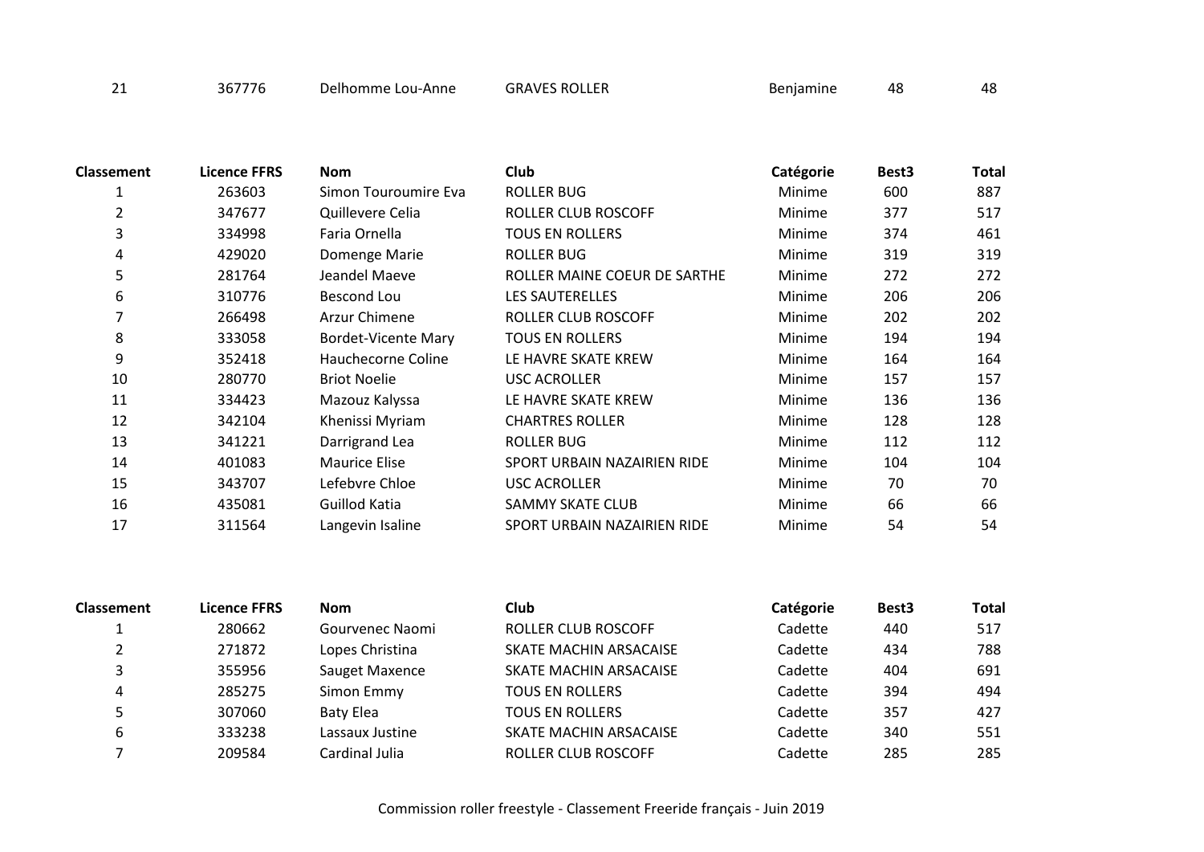| 21 | 367776 | Delhomme Lou-Anne | GRAVES ROLLER | Benjamine | 48 | 48 |
|---|---|---|---|---|---|---|

| Classement | Licence FFRS | Nom | Club | Catégorie | Best3 | Total |
|---|---|---|---|---|---|---|
| 1 | 263603 | Simon Touroumire Eva | ROLLER BUG | Minime | 600 | 887 |
| 2 | 347677 | Quillevere Celia | ROLLER CLUB ROSCOFF | Minime | 377 | 517 |
| 3 | 334998 | Faria Ornella | TOUS EN ROLLERS | Minime | 374 | 461 |
| 4 | 429020 | Domenge Marie | ROLLER BUG | Minime | 319 | 319 |
| 5 | 281764 | Jeandel Maeve | ROLLER MAINE COEUR DE SARTHE | Minime | 272 | 272 |
| 6 | 310776 | Bescond Lou | LES SAUTERELLES | Minime | 206 | 206 |
| 7 | 266498 | Arzur Chimene | ROLLER CLUB ROSCOFF | Minime | 202 | 202 |
| 8 | 333058 | Bordet-Vicente Mary | TOUS EN ROLLERS | Minime | 194 | 194 |
| 9 | 352418 | Hauchecorne Coline | LE HAVRE SKATE KREW | Minime | 164 | 164 |
| 10 | 280770 | Briot Noelie | USC ACROLLER | Minime | 157 | 157 |
| 11 | 334423 | Mazouz Kalyssa | LE HAVRE SKATE KREW | Minime | 136 | 136 |
| 12 | 342104 | Khenissi Myriam | CHARTRES ROLLER | Minime | 128 | 128 |
| 13 | 341221 | Darrigrand Lea | ROLLER BUG | Minime | 112 | 112 |
| 14 | 401083 | Maurice Elise | SPORT URBAIN NAZAIRIEN RIDE | Minime | 104 | 104 |
| 15 | 343707 | Lefebvre Chloe | USC ACROLLER | Minime | 70 | 70 |
| 16 | 435081 | Guillod Katia | SAMMY SKATE CLUB | Minime | 66 | 66 |
| 17 | 311564 | Langevin Isaline | SPORT URBAIN NAZAIRIEN RIDE | Minime | 54 | 54 |

| Classement | Licence FFRS | Nom | Club | Catégorie | Best3 | Total |
|---|---|---|---|---|---|---|
| 1 | 280662 | Gourvenec Naomi | ROLLER CLUB ROSCOFF | Cadette | 440 | 517 |
| 2 | 271872 | Lopes Christina | SKATE MACHIN ARSACAISE | Cadette | 434 | 788 |
| 3 | 355956 | Sauget Maxence | SKATE MACHIN ARSACAISE | Cadette | 404 | 691 |
| 4 | 285275 | Simon Emmy | TOUS EN ROLLERS | Cadette | 394 | 494 |
| 5 | 307060 | Baty Elea | TOUS EN ROLLERS | Cadette | 357 | 427 |
| 6 | 333238 | Lassaux Justine | SKATE MACHIN ARSACAISE | Cadette | 340 | 551 |
| 7 | 209584 | Cardinal Julia | ROLLER CLUB ROSCOFF | Cadette | 285 | 285 |

Commission roller freestyle - Classement Freeride français - Juin 2019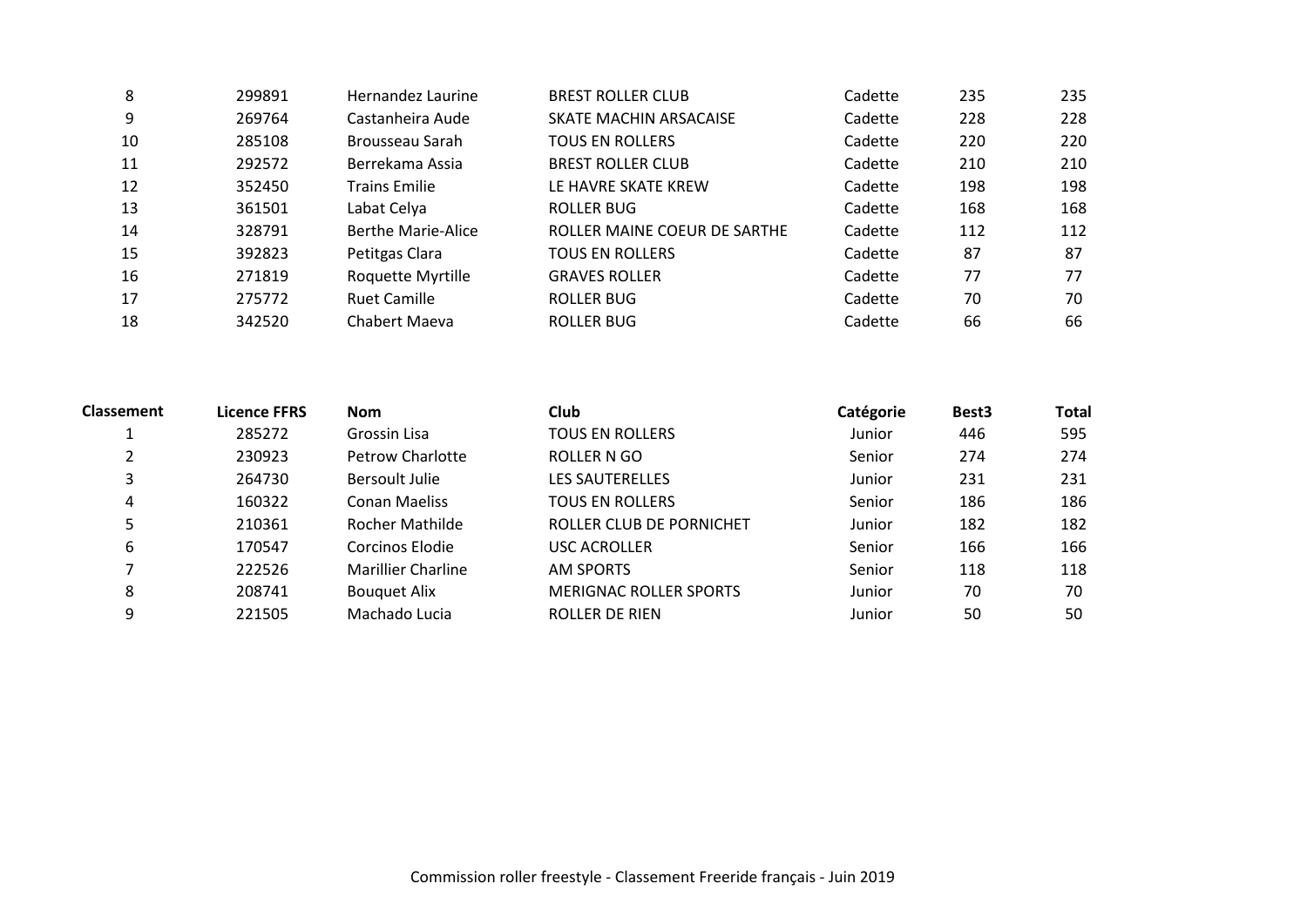| | | | | | | |
|---|---|---|---|---|---|---|
| 8 | 299891 | Hernandez Laurine | BREST ROLLER CLUB | Cadette | 235 | 235 |
| 9 | 269764 | Castanheira Aude | SKATE MACHIN ARSACAISE | Cadette | 228 | 228 |
| 10 | 285108 | Brousseau Sarah | TOUS EN ROLLERS | Cadette | 220 | 220 |
| 11 | 292572 | Berrekama Assia | BREST ROLLER CLUB | Cadette | 210 | 210 |
| 12 | 352450 | Trains Emilie | LE HAVRE SKATE KREW | Cadette | 198 | 198 |
| 13 | 361501 | Labat Celya | ROLLER BUG | Cadette | 168 | 168 |
| 14 | 328791 | Berthe Marie-Alice | ROLLER MAINE COEUR DE SARTHE | Cadette | 112 | 112 |
| 15 | 392823 | Petitgas Clara | TOUS EN ROLLERS | Cadette | 87 | 87 |
| 16 | 271819 | Roquette Myrtille | GRAVES ROLLER | Cadette | 77 | 77 |
| 17 | 275772 | Ruet Camille | ROLLER BUG | Cadette | 70 | 70 |
| 18 | 342520 | Chabert Maeva | ROLLER BUG | Cadette | 66 | 66 |

| Classement | Licence FFRS | Nom | Club | Catégorie | Best3 | Total |
|---|---|---|---|---|---|---|
| 1 | 285272 | Grossin Lisa | TOUS EN ROLLERS | Junior | 446 | 595 |
| 2 | 230923 | Petrow Charlotte | ROLLER N GO | Senior | 274 | 274 |
| 3 | 264730 | Bersoult Julie | LES SAUTERELLES | Junior | 231 | 231 |
| 4 | 160322 | Conan Maeliss | TOUS EN ROLLERS | Senior | 186 | 186 |
| 5 | 210361 | Rocher Mathilde | ROLLER CLUB DE PORNICHET | Junior | 182 | 182 |
| 6 | 170547 | Corcinos Elodie | USC ACROLLER | Senior | 166 | 166 |
| 7 | 222526 | Marillier Charline | AM SPORTS | Senior | 118 | 118 |
| 8 | 208741 | Bouquet Alix | MERIGNAC ROLLER SPORTS | Junior | 70 | 70 |
| 9 | 221505 | Machado Lucia | ROLLER DE RIEN | Junior | 50 | 50 |